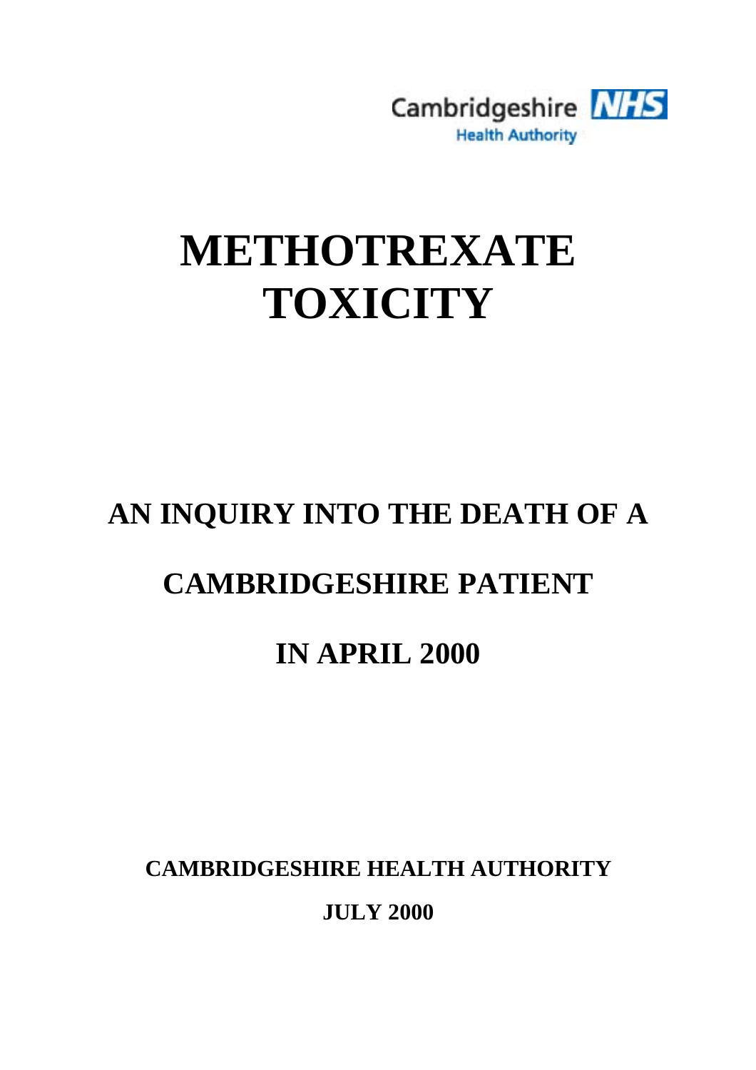Cambridgeshire NHS
Health Authority

# METHOTREXATE TOXICITY

## AN INQUIRY INTO THE DEATH OF A

## CAMBRIDGESHIRE PATIENT

## IN APRIL 2000

**CAMBRIDGESHIRE HEALTH AUTHORITY**

**JULY 2000**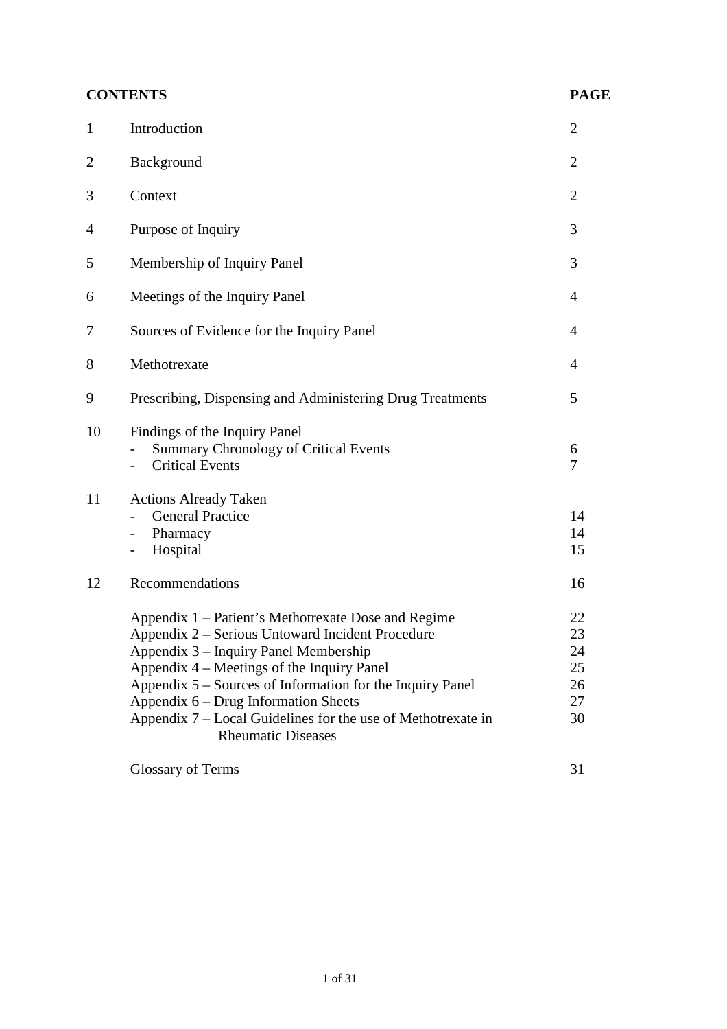| CONTENTS | | PAGE |
|---|---|---|
| 1 | Introduction | 2 |
| 2 | Background | 2 |
| 3 | Context | 2 |
| 4 | Purpose of Inquiry | 3 |
| 5 | Membership of Inquiry Panel | 3 |
| 6 | Meetings of the Inquiry Panel | 4 |
| 7 | Sources of Evidence for the Inquiry Panel | 4 |
| 8 | Methotrexate | 4 |
| 9 | Prescribing, Dispensing and Administering Drug Treatments | 5 |
| 10 | Findings of the Inquiry Panel | |
| | - Summary Chronology of Critical Events | 6 |
| | - Critical Events | 7 |
| 11 | Actions Already Taken | |
| | - General Practice | 14 |
| | - Pharmacy | 14 |
| | - Hospital | 15 |
| 12 | Recommendations | 16 |
| | Appendix 1 – Patient's Methotrexate Dose and Regime | 22 |
| | Appendix 2 – Serious Untoward Incident Procedure | 23 |
| | Appendix 3 – Inquiry Panel Membership | 24 |
| | Appendix 4 – Meetings of the Inquiry Panel | 25 |
| | Appendix 5 – Sources of Information for the Inquiry Panel | 26 |
| | Appendix 6 – Drug Information Sheets | 27 |
| | Appendix 7 – Local Guidelines for the use of Methotrexate in Rheumatic Diseases | 30 |
| | Glossary of Terms | 31 |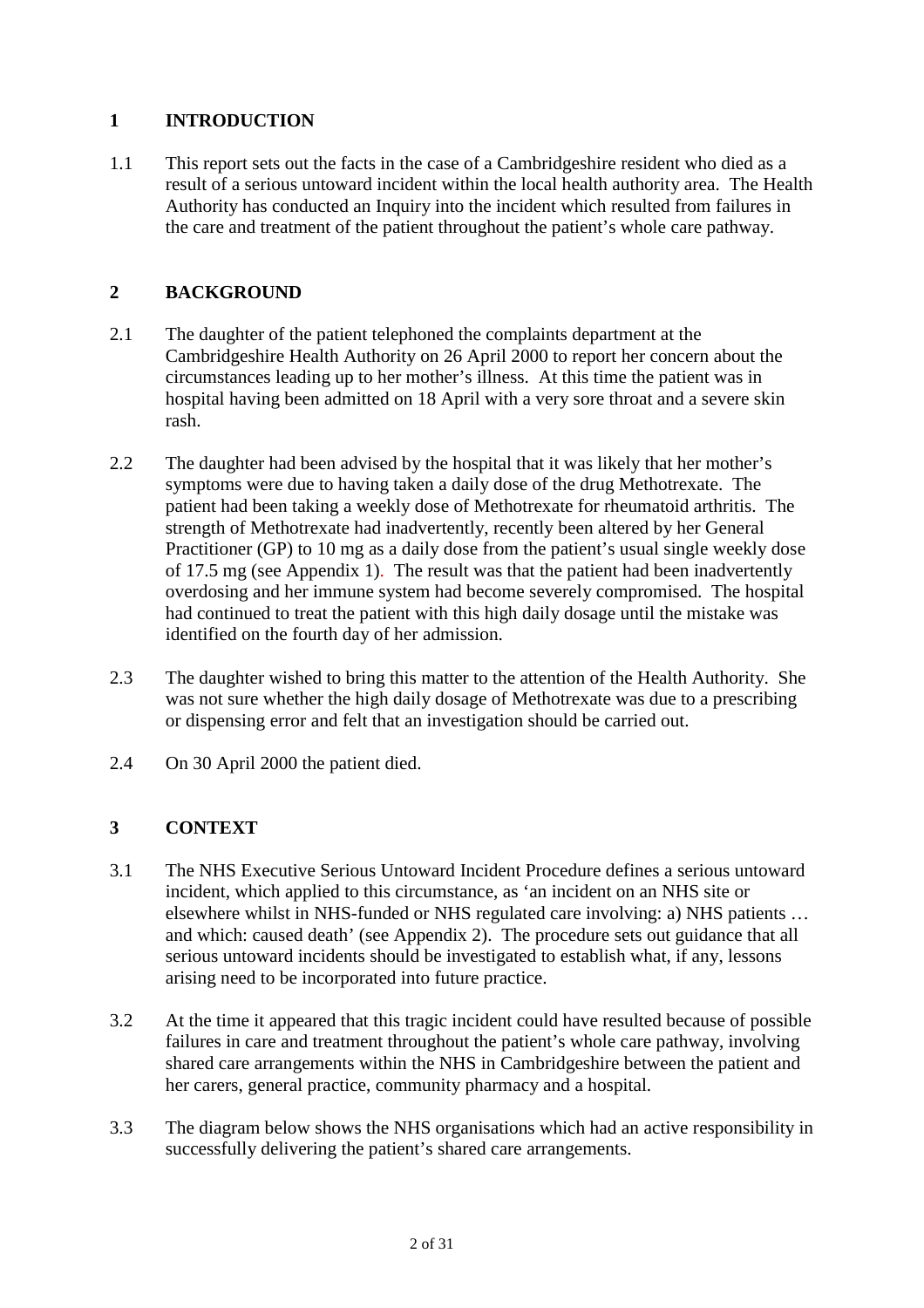## 1 INTRODUCTION

1.1 This report sets out the facts in the case of a Cambridgeshire resident who died as a result of a serious untoward incident within the local health authority area. The Health Authority has conducted an Inquiry into the incident which resulted from failures in the care and treatment of the patient throughout the patient's whole care pathway.

## 2 BACKGROUND

2.1 The daughter of the patient telephoned the complaints department at the Cambridgeshire Health Authority on 26 April 2000 to report her concern about the circumstances leading up to her mother's illness. At this time the patient was in hospital having been admitted on 18 April with a very sore throat and a severe skin rash.

2.2 The daughter had been advised by the hospital that it was likely that her mother's symptoms were due to having taken a daily dose of the drug Methotrexate. The patient had been taking a weekly dose of Methotrexate for rheumatoid arthritis. The strength of Methotrexate had inadvertently, recently been altered by her General Practitioner (GP) to 10 mg as a daily dose from the patient's usual single weekly dose of 17.5 mg (see Appendix 1). The result was that the patient had been inadvertently overdosing and her immune system had become severely compromised. The hospital had continued to treat the patient with this high daily dosage until the mistake was identified on the fourth day of her admission.

2.3 The daughter wished to bring this matter to the attention of the Health Authority. She was not sure whether the high daily dosage of Methotrexate was due to a prescribing or dispensing error and felt that an investigation should be carried out.

2.4 On 30 April 2000 the patient died.

## 3 CONTEXT

3.1 The NHS Executive Serious Untoward Incident Procedure defines a serious untoward incident, which applied to this circumstance, as 'an incident on an NHS site or elsewhere whilst in NHS-funded or NHS regulated care involving: a) NHS patients … and which: caused death' (see Appendix 2). The procedure sets out guidance that all serious untoward incidents should be investigated to establish what, if any, lessons arising need to be incorporated into future practice.

3.2 At the time it appeared that this tragic incident could have resulted because of possible failures in care and treatment throughout the patient's whole care pathway, involving shared care arrangements within the NHS in Cambridgeshire between the patient and her carers, general practice, community pharmacy and a hospital.

3.3 The diagram below shows the NHS organisations which had an active responsibility in successfully delivering the patient's shared care arrangements.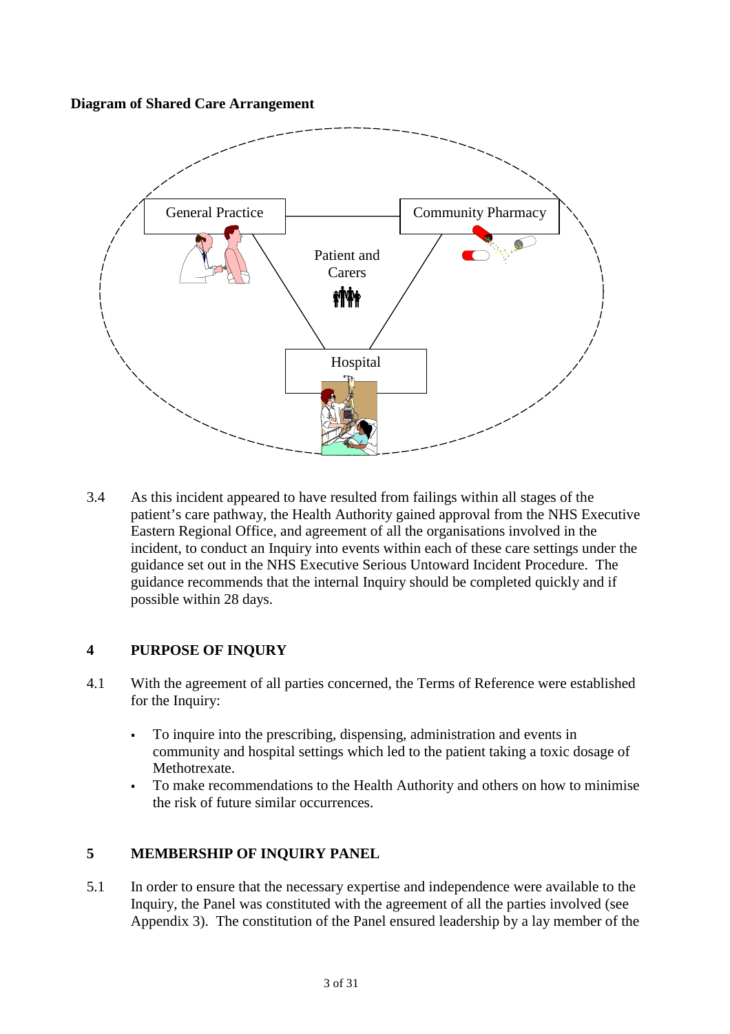**Diagram of Shared Care Arrangement**

General Practice

Community Pharmacy

Patient and Carers

Hospital

3.4 As this incident appeared to have resulted from failings within all stages of the patient's care pathway, the Health Authority gained approval from the NHS Executive Eastern Regional Office, and agreement of all the organisations involved in the incident, to conduct an Inquiry into events within each of these care settings under the guidance set out in the NHS Executive Serious Untoward Incident Procedure. The guidance recommends that the internal Inquiry should be completed quickly and if possible within 28 days.

## 4 PURPOSE OF INQURY

4.1 With the agreement of all parties concerned, the Terms of Reference were established for the Inquiry:

- To inquire into the prescribing, dispensing, administration and events in community and hospital settings which led to the patient taking a toxic dosage of Methotrexate.
- To make recommendations to the Health Authority and others on how to minimise the risk of future similar occurrences.

## 5 MEMBERSHIP OF INQUIRY PANEL

5.1 In order to ensure that the necessary expertise and independence were available to the Inquiry, the Panel was constituted with the agreement of all the parties involved (see Appendix 3). The constitution of the Panel ensured leadership by a lay member of the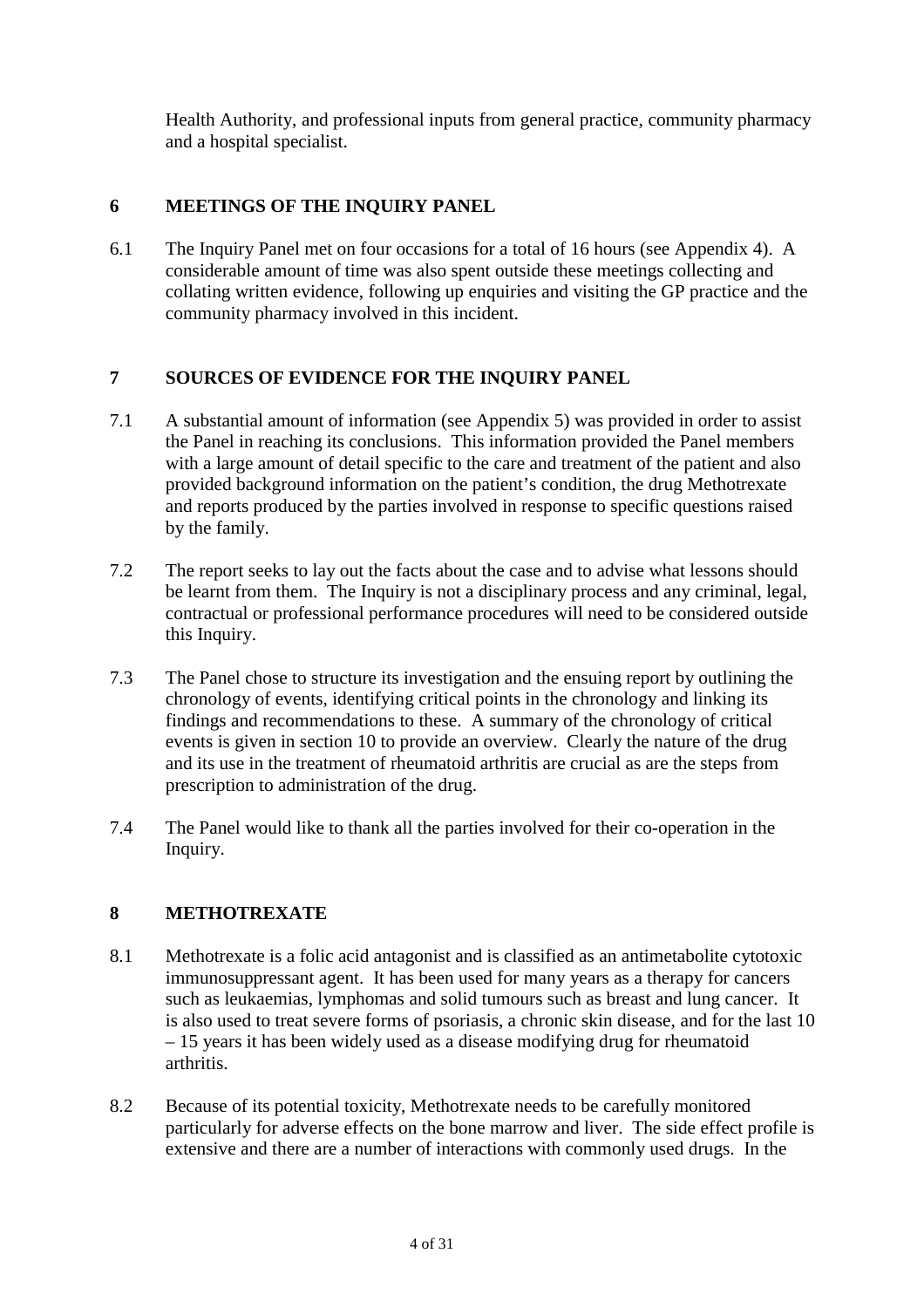Health Authority, and professional inputs from general practice, community pharmacy and a hospital specialist.

## 6 MEETINGS OF THE INQUIRY PANEL

6.1 The Inquiry Panel met on four occasions for a total of 16 hours (see Appendix 4). A considerable amount of time was also spent outside these meetings collecting and collating written evidence, following up enquiries and visiting the GP practice and the community pharmacy involved in this incident.

## 7 SOURCES OF EVIDENCE FOR THE INQUIRY PANEL

7.1 A substantial amount of information (see Appendix 5) was provided in order to assist the Panel in reaching its conclusions. This information provided the Panel members with a large amount of detail specific to the care and treatment of the patient and also provided background information on the patient's condition, the drug Methotrexate and reports produced by the parties involved in response to specific questions raised by the family.

7.2 The report seeks to lay out the facts about the case and to advise what lessons should be learnt from them. The Inquiry is not a disciplinary process and any criminal, legal, contractual or professional performance procedures will need to be considered outside this Inquiry.

7.3 The Panel chose to structure its investigation and the ensuing report by outlining the chronology of events, identifying critical points in the chronology and linking its findings and recommendations to these. A summary of the chronology of critical events is given in section 10 to provide an overview. Clearly the nature of the drug and its use in the treatment of rheumatoid arthritis are crucial as are the steps from prescription to administration of the drug.

7.4 The Panel would like to thank all the parties involved for their co-operation in the Inquiry.

## 8 METHOTREXATE

8.1 Methotrexate is a folic acid antagonist and is classified as an antimetabolite cytotoxic immunosuppressant agent. It has been used for many years as a therapy for cancers such as leukaemias, lymphomas and solid tumours such as breast and lung cancer. It is also used to treat severe forms of psoriasis, a chronic skin disease, and for the last 10 – 15 years it has been widely used as a disease modifying drug for rheumatoid arthritis.

8.2 Because of its potential toxicity, Methotrexate needs to be carefully monitored particularly for adverse effects on the bone marrow and liver. The side effect profile is extensive and there are a number of interactions with commonly used drugs. In the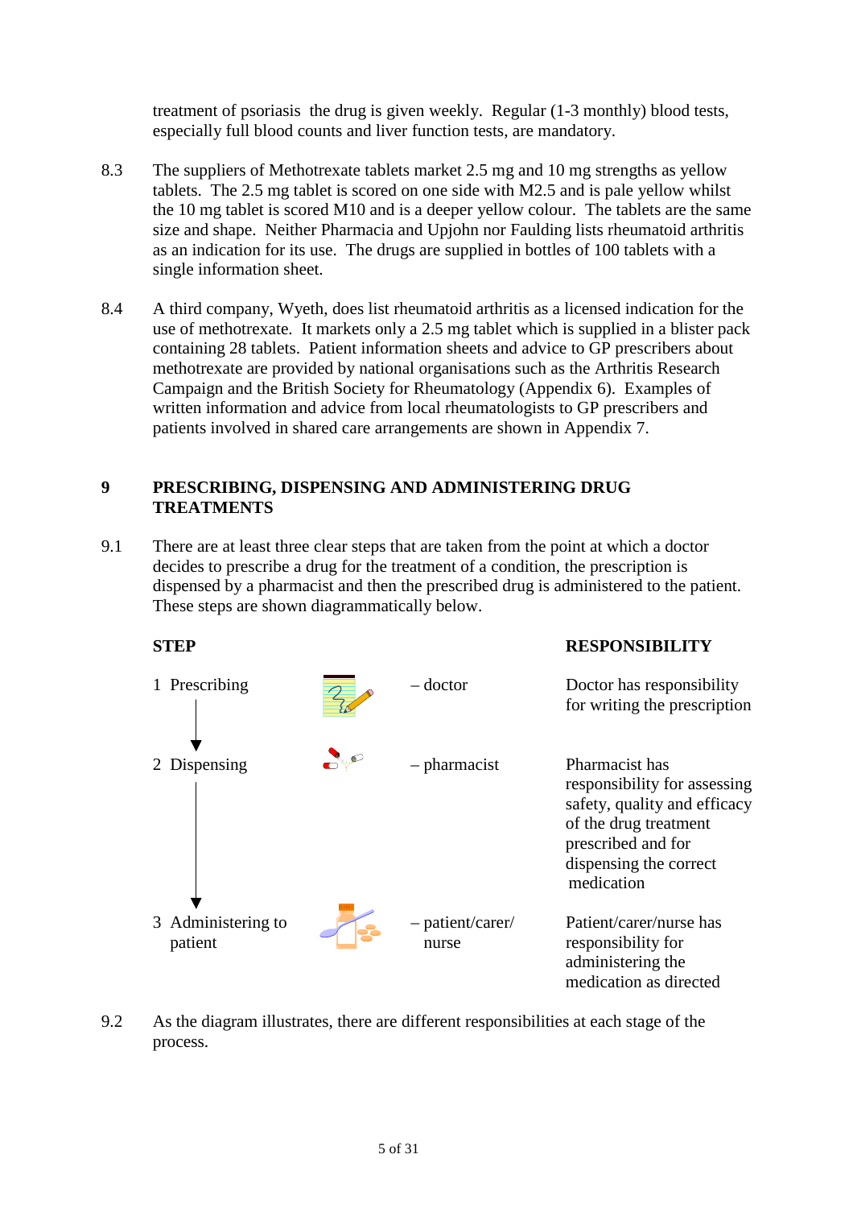treatment of psoriasis the drug is given weekly. Regular (1-3 monthly) blood tests, especially full blood counts and liver function tests, are mandatory.

8.3 The suppliers of Methotrexate tablets market 2.5 mg and 10 mg strengths as yellow tablets. The 2.5 mg tablet is scored on one side with M2.5 and is pale yellow whilst the 10 mg tablet is scored M10 and is a deeper yellow colour. The tablets are the same size and shape. Neither Pharmacia and Upjohn nor Faulding lists rheumatoid arthritis as an indication for its use. The drugs are supplied in bottles of 100 tablets with a single information sheet.

8.4 A third company, Wyeth, does list rheumatoid arthritis as a licensed indication for the use of methotrexate. It markets only a 2.5 mg tablet which is supplied in a blister pack containing 28 tablets. Patient information sheets and advice to GP prescribers about methotrexate are provided by national organisations such as the Arthritis Research Campaign and the British Society for Rheumatology (Appendix 6). Examples of written information and advice from local rheumatologists to GP prescribers and patients involved in shared care arrangements are shown in Appendix 7.

## 9 PRESCRIBING, DISPENSING AND ADMINISTERING DRUG TREATMENTS

9.1 There are at least three clear steps that are taken from the point at which a doctor decides to prescribe a drug for the treatment of a condition, the prescription is dispensed by a pharmacist and then the prescribed drug is administered to the patient. These steps are shown diagrammatically below.

| STEP | | RESPONSIBILITY |
|---|---|---|
| 1 Prescribing | – doctor | Doctor has responsibility for writing the prescription |
| 2 Dispensing | – pharmacist | Pharmacist has responsibility for assessing safety, quality and efficacy of the drug treatment prescribed and for dispensing the correct medication |
| 3 Administering to patient | – patient/carer/ nurse | Patient/carer/nurse has responsibility for administering the medication as directed |

9.2 As the diagram illustrates, there are different responsibilities at each stage of the process.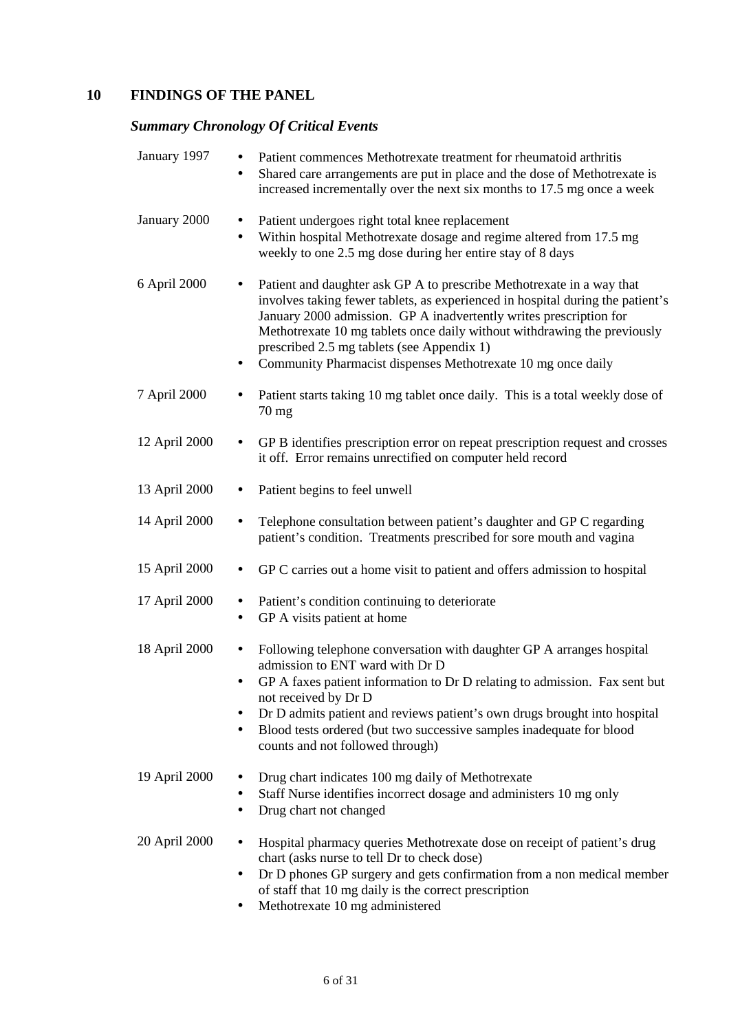## 10 FINDINGS OF THE PANEL

### *Summary Chronology Of Critical Events*

January 1997

- Patient commences Methotrexate treatment for rheumatoid arthritis
- Shared care arrangements are put in place and the dose of Methotrexate is increased incrementally over the next six months to 17.5 mg once a week

January 2000

- Patient undergoes right total knee replacement
- Within hospital Methotrexate dosage and regime altered from 17.5 mg weekly to one 2.5 mg dose during her entire stay of 8 days

6 April 2000

- Patient and daughter ask GP A to prescribe Methotrexate in a way that involves taking fewer tablets, as experienced in hospital during the patient's January 2000 admission. GP A inadvertently writes prescription for Methotrexate 10 mg tablets once daily without withdrawing the previously prescribed 2.5 mg tablets (see Appendix 1)
- Community Pharmacist dispenses Methotrexate 10 mg once daily

7 April 2000

- Patient starts taking 10 mg tablet once daily. This is a total weekly dose of 70 mg

12 April 2000

- GP B identifies prescription error on repeat prescription request and crosses it off. Error remains unrectified on computer held record

13 April 2000

- Patient begins to feel unwell

14 April 2000

- Telephone consultation between patient's daughter and GP C regarding patient's condition. Treatments prescribed for sore mouth and vagina

15 April 2000

- GP C carries out a home visit to patient and offers admission to hospital

17 April 2000

- Patient's condition continuing to deteriorate
- GP A visits patient at home

18 April 2000

- Following telephone conversation with daughter GP A arranges hospital admission to ENT ward with Dr D
- GP A faxes patient information to Dr D relating to admission. Fax sent but not received by Dr D
- Dr D admits patient and reviews patient's own drugs brought into hospital
- Blood tests ordered (but two successive samples inadequate for blood counts and not followed through)

19 April 2000

- Drug chart indicates 100 mg daily of Methotrexate
- Staff Nurse identifies incorrect dosage and administers 10 mg only
- Drug chart not changed

20 April 2000

- Hospital pharmacy queries Methotrexate dose on receipt of patient's drug chart (asks nurse to tell Dr to check dose)
- Dr D phones GP surgery and gets confirmation from a non medical member of staff that 10 mg daily is the correct prescription
- Methotrexate 10 mg administered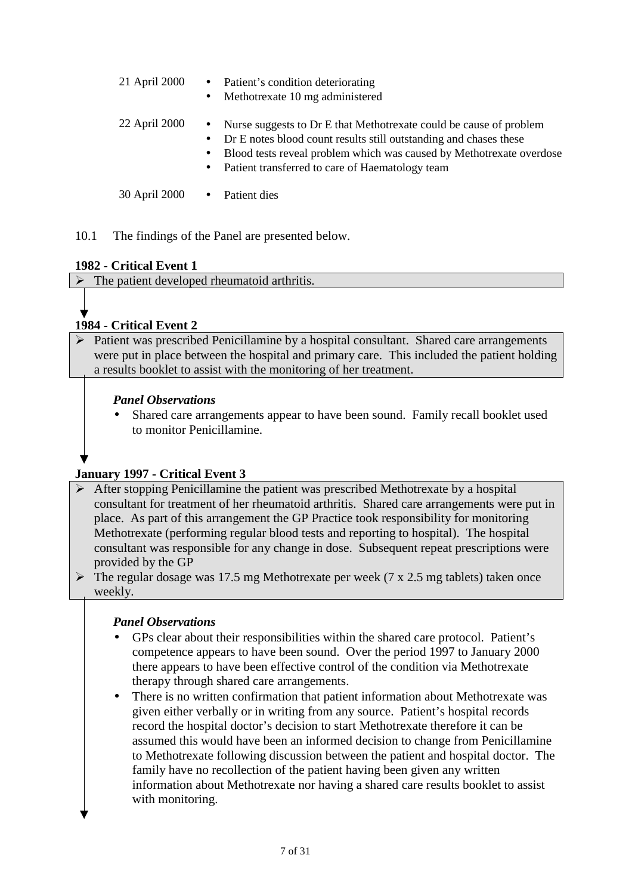| | |
|---|---|
| 21 April 2000 | • Patient's condition deteriorating<br>• Methotrexate 10 mg administered |
| 22 April 2000 | • Nurse suggests to Dr E that Methotrexate could be cause of problem<br>• Dr E notes blood count results still outstanding and chases these<br>• Blood tests reveal problem which was caused by Methotrexate overdose<br>• Patient transferred to care of Haematology team |
| 30 April 2000 | • Patient dies |

10.1 The findings of the Panel are presented below.

**1982 - Critical Event 1**

- The patient developed rheumatoid arthritis.

**1984 - Critical Event 2**

- Patient was prescribed Penicillamine by a hospital consultant. Shared care arrangements were put in place between the hospital and primary care. This included the patient holding a results booklet to assist with the monitoring of her treatment.

***Panel Observations***

- Shared care arrangements appear to have been sound. Family recall booklet used to monitor Penicillamine.

**January 1997 - Critical Event 3**

- After stopping Penicillamine the patient was prescribed Methotrexate by a hospital consultant for treatment of her rheumatoid arthritis. Shared care arrangements were put in place. As part of this arrangement the GP Practice took responsibility for monitoring Methotrexate (performing regular blood tests and reporting to hospital). The hospital consultant was responsible for any change in dose. Subsequent repeat prescriptions were provided by the GP
- The regular dosage was 17.5 mg Methotrexate per week (7 x 2.5 mg tablets) taken once weekly.

***Panel Observations***

- GPs clear about their responsibilities within the shared care protocol. Patient's competence appears to have been sound. Over the period 1997 to January 2000 there appears to have been effective control of the condition via Methotrexate therapy through shared care arrangements.
- There is no written confirmation that patient information about Methotrexate was given either verbally or in writing from any source. Patient's hospital records record the hospital doctor's decision to start Methotrexate therefore it can be assumed this would have been an informed decision to change from Penicillamine to Methotrexate following discussion between the patient and hospital doctor. The family have no recollection of the patient having been given any written information about Methotrexate nor having a shared care results booklet to assist with monitoring.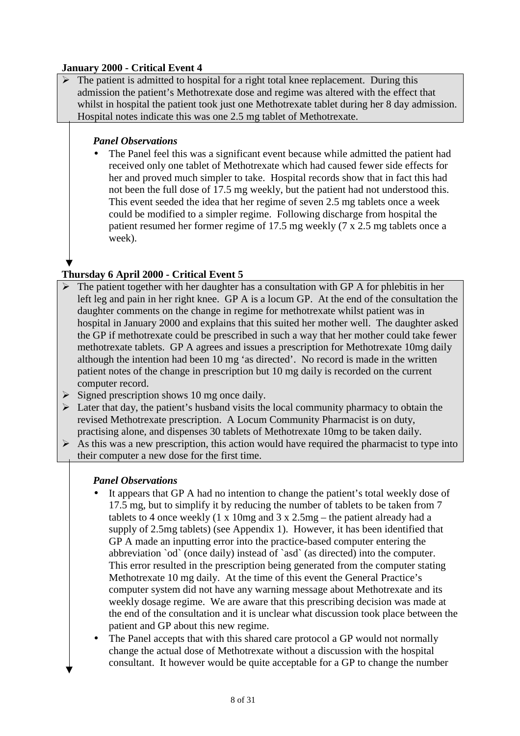**January 2000 - Critical Event 4**

- The patient is admitted to hospital for a right total knee replacement. During this admission the patient's Methotrexate dose and regime was altered with the effect that whilst in hospital the patient took just one Methotrexate tablet during her 8 day admission. Hospital notes indicate this was one 2.5 mg tablet of Methotrexate.

***Panel Observations***

- The Panel feel this was a significant event because while admitted the patient had received only one tablet of Methotrexate which had caused fewer side effects for her and proved much simpler to take. Hospital records show that in fact this had not been the full dose of 17.5 mg weekly, but the patient had not understood this. This event seeded the idea that her regime of seven 2.5 mg tablets once a week could be modified to a simpler regime. Following discharge from hospital the patient resumed her former regime of 17.5 mg weekly (7 x 2.5 mg tablets once a week).

**Thursday 6 April 2000 - Critical Event 5**

- The patient together with her daughter has a consultation with GP A for phlebitis in her left leg and pain in her right knee. GP A is a locum GP. At the end of the consultation the daughter comments on the change in regime for methotrexate whilst patient was in hospital in January 2000 and explains that this suited her mother well. The daughter asked the GP if methotrexate could be prescribed in such a way that her mother could take fewer methotrexate tablets. GP A agrees and issues a prescription for Methotrexate 10mg daily although the intention had been 10 mg 'as directed'. No record is made in the written patient notes of the change in prescription but 10 mg daily is recorded on the current computer record.
- Signed prescription shows 10 mg once daily.
- Later that day, the patient's husband visits the local community pharmacy to obtain the revised Methotrexate prescription. A Locum Community Pharmacist is on duty, practising alone, and dispenses 30 tablets of Methotrexate 10mg to be taken daily.
- As this was a new prescription, this action would have required the pharmacist to type into their computer a new dose for the first time.

***Panel Observations***

- It appears that GP A had no intention to change the patient's total weekly dose of 17.5 mg, but to simplify it by reducing the number of tablets to be taken from 7 tablets to 4 once weekly (1 x 10mg and 3 x 2.5mg – the patient already had a supply of 2.5mg tablets) (see Appendix 1). However, it has been identified that GP A made an inputting error into the practice-based computer entering the abbreviation `od` (once daily) instead of `asd` (as directed) into the computer. This error resulted in the prescription being generated from the computer stating Methotrexate 10 mg daily. At the time of this event the General Practice's computer system did not have any warning message about Methotrexate and its weekly dosage regime. We are aware that this prescribing decision was made at the end of the consultation and it is unclear what discussion took place between the patient and GP about this new regime.
- The Panel accepts that with this shared care protocol a GP would not normally change the actual dose of Methotrexate without a discussion with the hospital consultant. It however would be quite acceptable for a GP to change the number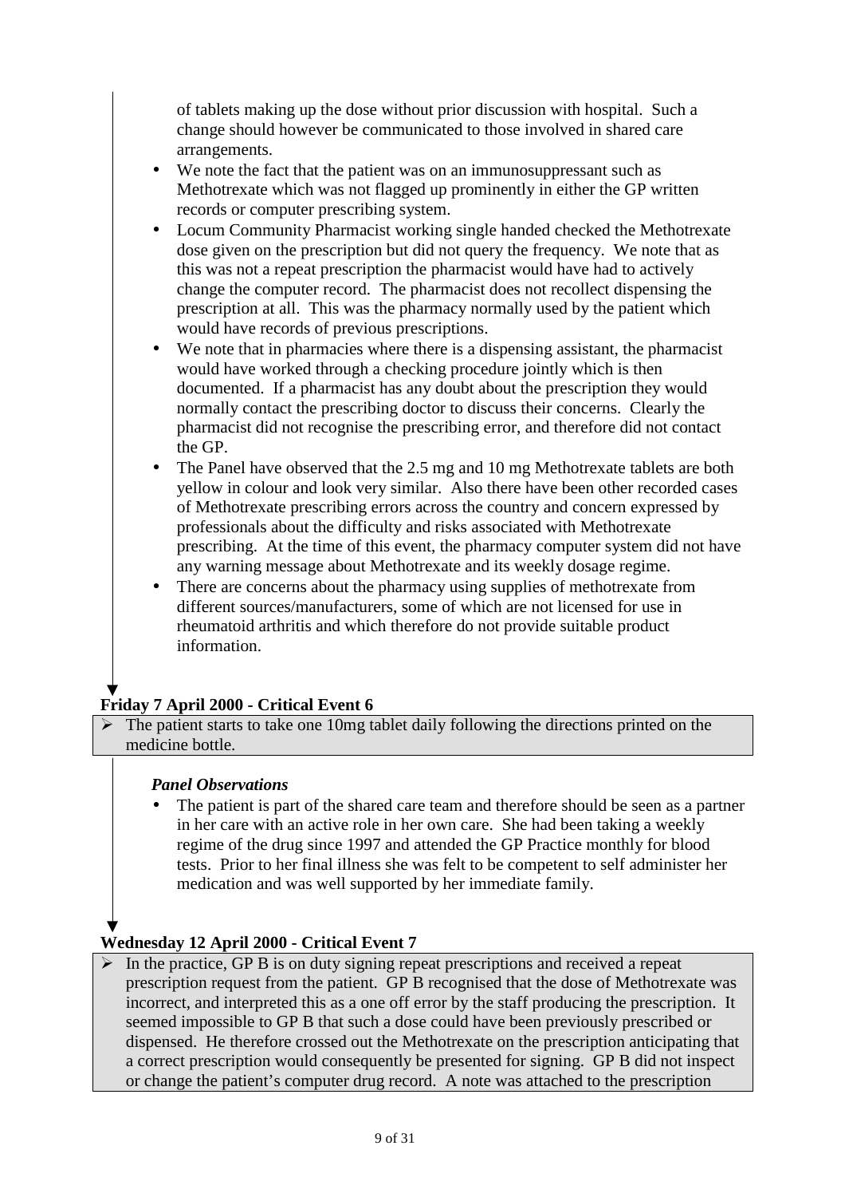of tablets making up the dose without prior discussion with hospital. Such a change should however be communicated to those involved in shared care arrangements.

- We note the fact that the patient was on an immunosuppressant such as Methotrexate which was not flagged up prominently in either the GP written records or computer prescribing system.
- Locum Community Pharmacist working single handed checked the Methotrexate dose given on the prescription but did not query the frequency. We note that as this was not a repeat prescription the pharmacist would have had to actively change the computer record. The pharmacist does not recollect dispensing the prescription at all. This was the pharmacy normally used by the patient which would have records of previous prescriptions.
- We note that in pharmacies where there is a dispensing assistant, the pharmacist would have worked through a checking procedure jointly which is then documented. If a pharmacist has any doubt about the prescription they would normally contact the prescribing doctor to discuss their concerns. Clearly the pharmacist did not recognise the prescribing error, and therefore did not contact the GP.
- The Panel have observed that the 2.5 mg and 10 mg Methotrexate tablets are both yellow in colour and look very similar. Also there have been other recorded cases of Methotrexate prescribing errors across the country and concern expressed by professionals about the difficulty and risks associated with Methotrexate prescribing. At the time of this event, the pharmacy computer system did not have any warning message about Methotrexate and its weekly dosage regime.
- There are concerns about the pharmacy using supplies of methotrexate from different sources/manufacturers, some of which are not licensed for use in rheumatoid arthritis and which therefore do not provide suitable product information.

**Friday 7 April 2000 - Critical Event 6**

- The patient starts to take one 10mg tablet daily following the directions printed on the medicine bottle.

***Panel Observations***

- The patient is part of the shared care team and therefore should be seen as a partner in her care with an active role in her own care. She had been taking a weekly regime of the drug since 1997 and attended the GP Practice monthly for blood tests. Prior to her final illness she was felt to be competent to self administer her medication and was well supported by her immediate family.

**Wednesday 12 April 2000 - Critical Event 7**

- In the practice, GP B is on duty signing repeat prescriptions and received a repeat prescription request from the patient. GP B recognised that the dose of Methotrexate was incorrect, and interpreted this as a one off error by the staff producing the prescription. It seemed impossible to GP B that such a dose could have been previously prescribed or dispensed. He therefore crossed out the Methotrexate on the prescription anticipating that a correct prescription would consequently be presented for signing. GP B did not inspect or change the patient's computer drug record. A note was attached to the prescription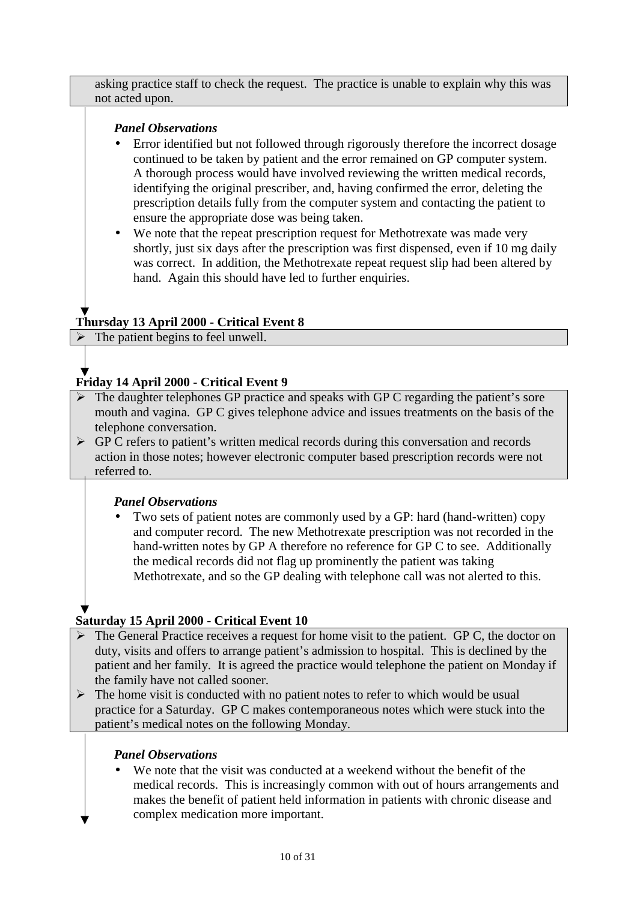asking practice staff to check the request. The practice is unable to explain why this was not acted upon.

*Panel Observations*

- Error identified but not followed through rigorously therefore the incorrect dosage continued to be taken by patient and the error remained on GP computer system. A thorough process would have involved reviewing the written medical records, identifying the original prescriber, and, having confirmed the error, deleting the prescription details fully from the computer system and contacting the patient to ensure the appropriate dose was being taken.
- We note that the repeat prescription request for Methotrexate was made very shortly, just six days after the prescription was first dispensed, even if 10 mg daily was correct. In addition, the Methotrexate repeat request slip had been altered by hand. Again this should have led to further enquiries.

**Thursday 13 April 2000 - Critical Event 8**

- The patient begins to feel unwell.

**Friday 14 April 2000 - Critical Event 9**

- The daughter telephones GP practice and speaks with GP C regarding the patient's sore mouth and vagina. GP C gives telephone advice and issues treatments on the basis of the telephone conversation.
- GP C refers to patient's written medical records during this conversation and records action in those notes; however electronic computer based prescription records were not referred to.

*Panel Observations*

- Two sets of patient notes are commonly used by a GP: hard (hand-written) copy and computer record. The new Methotrexate prescription was not recorded in the hand-written notes by GP A therefore no reference for GP C to see. Additionally the medical records did not flag up prominently the patient was taking Methotrexate, and so the GP dealing with telephone call was not alerted to this.

**Saturday 15 April 2000 - Critical Event 10**

- The General Practice receives a request for home visit to the patient. GP C, the doctor on duty, visits and offers to arrange patient's admission to hospital. This is declined by the patient and her family. It is agreed the practice would telephone the patient on Monday if the family have not called sooner.
- The home visit is conducted with no patient notes to refer to which would be usual practice for a Saturday. GP C makes contemporaneous notes which were stuck into the patient's medical notes on the following Monday.

*Panel Observations*

- We note that the visit was conducted at a weekend without the benefit of the medical records. This is increasingly common with out of hours arrangements and makes the benefit of patient held information in patients with chronic disease and complex medication more important.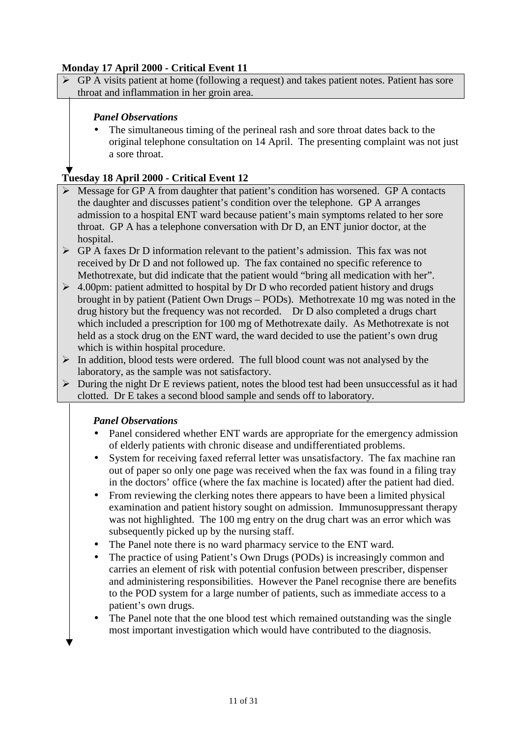**Monday 17 April 2000 - Critical Event 11**

- GP A visits patient at home (following a request) and takes patient notes. Patient has sore throat and inflammation in her groin area.

*Panel Observations*

- The simultaneous timing of the perineal rash and sore throat dates back to the original telephone consultation on 14 April. The presenting complaint was not just a sore throat.

**Tuesday 18 April 2000 - Critical Event 12**

- Message for GP A from daughter that patient's condition has worsened. GP A contacts the daughter and discusses patient's condition over the telephone. GP A arranges admission to a hospital ENT ward because patient's main symptoms related to her sore throat. GP A has a telephone conversation with Dr D, an ENT junior doctor, at the hospital.
- GP A faxes Dr D information relevant to the patient's admission. This fax was not received by Dr D and not followed up. The fax contained no specific reference to Methotrexate, but did indicate that the patient would "bring all medication with her".
- 4.00pm: patient admitted to hospital by Dr D who recorded patient history and drugs brought in by patient (Patient Own Drugs – PODs). Methotrexate 10 mg was noted in the drug history but the frequency was not recorded. Dr D also completed a drugs chart which included a prescription for 100 mg of Methotrexate daily. As Methotrexate is not held as a stock drug on the ENT ward, the ward decided to use the patient's own drug which is within hospital procedure.
- In addition, blood tests were ordered. The full blood count was not analysed by the laboratory, as the sample was not satisfactory.
- During the night Dr E reviews patient, notes the blood test had been unsuccessful as it had clotted. Dr E takes a second blood sample and sends off to laboratory.

*Panel Observations*

- Panel considered whether ENT wards are appropriate for the emergency admission of elderly patients with chronic disease and undifferentiated problems.
- System for receiving faxed referral letter was unsatisfactory. The fax machine ran out of paper so only one page was received when the fax was found in a filing tray in the doctors' office (where the fax machine is located) after the patient had died.
- From reviewing the clerking notes there appears to have been a limited physical examination and patient history sought on admission. Immunosuppressant therapy was not highlighted. The 100 mg entry on the drug chart was an error which was subsequently picked up by the nursing staff.
- The Panel note there is no ward pharmacy service to the ENT ward.
- The practice of using Patient's Own Drugs (PODs) is increasingly common and carries an element of risk with potential confusion between prescriber, dispenser and administering responsibilities. However the Panel recognise there are benefits to the POD system for a large number of patients, such as immediate access to a patient's own drugs.
- The Panel note that the one blood test which remained outstanding was the single most important investigation which would have contributed to the diagnosis.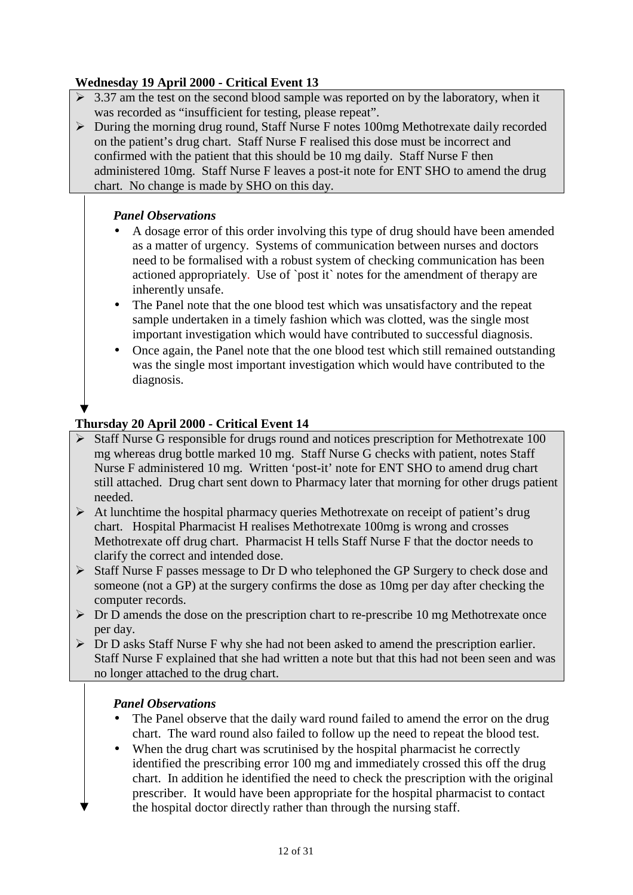**Wednesday 19 April 2000 - Critical Event 13**

- 3.37 am the test on the second blood sample was reported on by the laboratory, when it was recorded as "insufficient for testing, please repeat".
- During the morning drug round, Staff Nurse F notes 100mg Methotrexate daily recorded on the patient's drug chart. Staff Nurse F realised this dose must be incorrect and confirmed with the patient that this should be 10 mg daily. Staff Nurse F then administered 10mg. Staff Nurse F leaves a post-it note for ENT SHO to amend the drug chart. No change is made by SHO on this day.

***Panel Observations***

- A dosage error of this order involving this type of drug should have been amended as a matter of urgency. Systems of communication between nurses and doctors need to be formalised with a robust system of checking communication has been actioned appropriately. Use of `post it` notes for the amendment of therapy are inherently unsafe.
- The Panel note that the one blood test which was unsatisfactory and the repeat sample undertaken in a timely fashion which was clotted, was the single most important investigation which would have contributed to successful diagnosis.
- Once again, the Panel note that the one blood test which still remained outstanding was the single most important investigation which would have contributed to the diagnosis.

**Thursday 20 April 2000 - Critical Event 14**

- Staff Nurse G responsible for drugs round and notices prescription for Methotrexate 100 mg whereas drug bottle marked 10 mg. Staff Nurse G checks with patient, notes Staff Nurse F administered 10 mg. Written 'post-it' note for ENT SHO to amend drug chart still attached. Drug chart sent down to Pharmacy later that morning for other drugs patient needed.
- At lunchtime the hospital pharmacy queries Methotrexate on receipt of patient's drug chart. Hospital Pharmacist H realises Methotrexate 100mg is wrong and crosses Methotrexate off drug chart. Pharmacist H tells Staff Nurse F that the doctor needs to clarify the correct and intended dose.
- Staff Nurse F passes message to Dr D who telephoned the GP Surgery to check dose and someone (not a GP) at the surgery confirms the dose as 10mg per day after checking the computer records.
- Dr D amends the dose on the prescription chart to re-prescribe 10 mg Methotrexate once per day.
- Dr D asks Staff Nurse F why she had not been asked to amend the prescription earlier. Staff Nurse F explained that she had written a note but that this had not been seen and was no longer attached to the drug chart.

***Panel Observations***

- The Panel observe that the daily ward round failed to amend the error on the drug chart. The ward round also failed to follow up the need to repeat the blood test.
- When the drug chart was scrutinised by the hospital pharmacist he correctly identified the prescribing error 100 mg and immediately crossed this off the drug chart. In addition he identified the need to check the prescription with the original prescriber. It would have been appropriate for the hospital pharmacist to contact the hospital doctor directly rather than through the nursing staff.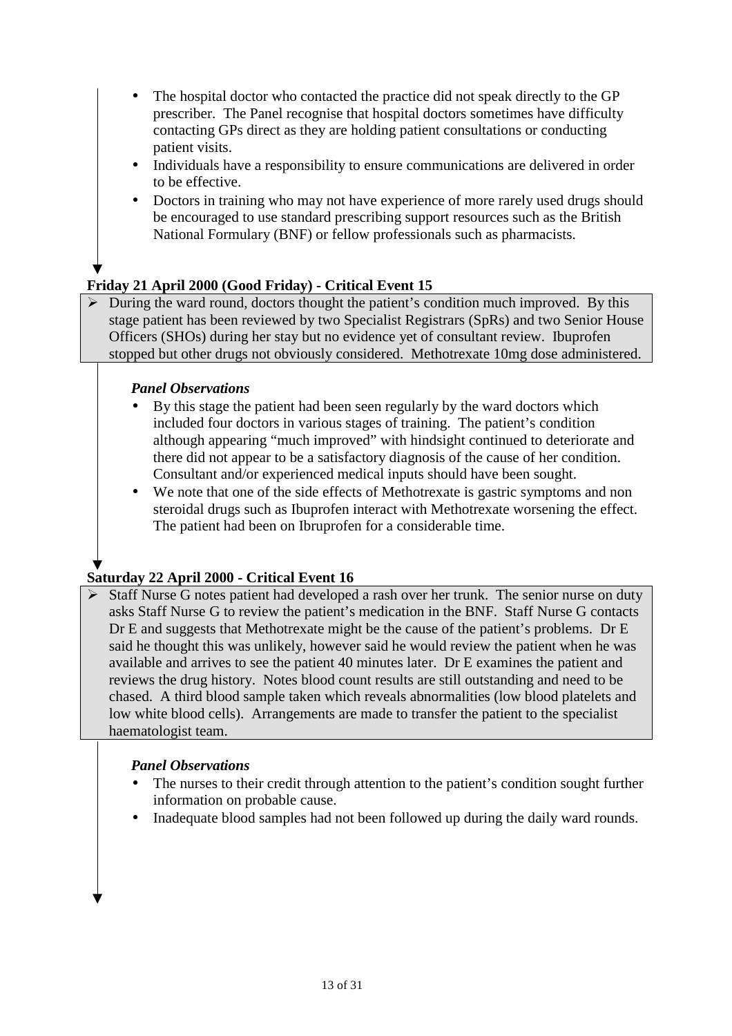- The hospital doctor who contacted the practice did not speak directly to the GP prescriber. The Panel recognise that hospital doctors sometimes have difficulty contacting GPs direct as they are holding patient consultations or conducting patient visits.
- Individuals have a responsibility to ensure communications are delivered in order to be effective.
- Doctors in training who may not have experience of more rarely used drugs should be encouraged to use standard prescribing support resources such as the British National Formulary (BNF) or fellow professionals such as pharmacists.

**Friday 21 April 2000 (Good Friday) - Critical Event 15**

> During the ward round, doctors thought the patient's condition much improved. By this stage patient has been reviewed by two Specialist Registrars (SpRs) and two Senior House Officers (SHOs) during her stay but no evidence yet of consultant review. Ibuprofen stopped but other drugs not obviously considered. Methotrexate 10mg dose administered.

***Panel Observations***

- By this stage the patient had been seen regularly by the ward doctors which included four doctors in various stages of training. The patient's condition although appearing "much improved" with hindsight continued to deteriorate and there did not appear to be a satisfactory diagnosis of the cause of her condition. Consultant and/or experienced medical inputs should have been sought.
- We note that one of the side effects of Methotrexate is gastric symptoms and non steroidal drugs such as Ibuprofen interact with Methotrexate worsening the effect. The patient had been on Ibruprofen for a considerable time.

**Saturday 22 April 2000 - Critical Event 16**

> Staff Nurse G notes patient had developed a rash over her trunk. The senior nurse on duty asks Staff Nurse G to review the patient's medication in the BNF. Staff Nurse G contacts Dr E and suggests that Methotrexate might be the cause of the patient's problems. Dr E said he thought this was unlikely, however said he would review the patient when he was available and arrives to see the patient 40 minutes later. Dr E examines the patient and reviews the drug history. Notes blood count results are still outstanding and need to be chased. A third blood sample taken which reveals abnormalities (low blood platelets and low white blood cells). Arrangements are made to transfer the patient to the specialist haematologist team.

***Panel Observations***

- The nurses to their credit through attention to the patient's condition sought further information on probable cause.
- Inadequate blood samples had not been followed up during the daily ward rounds.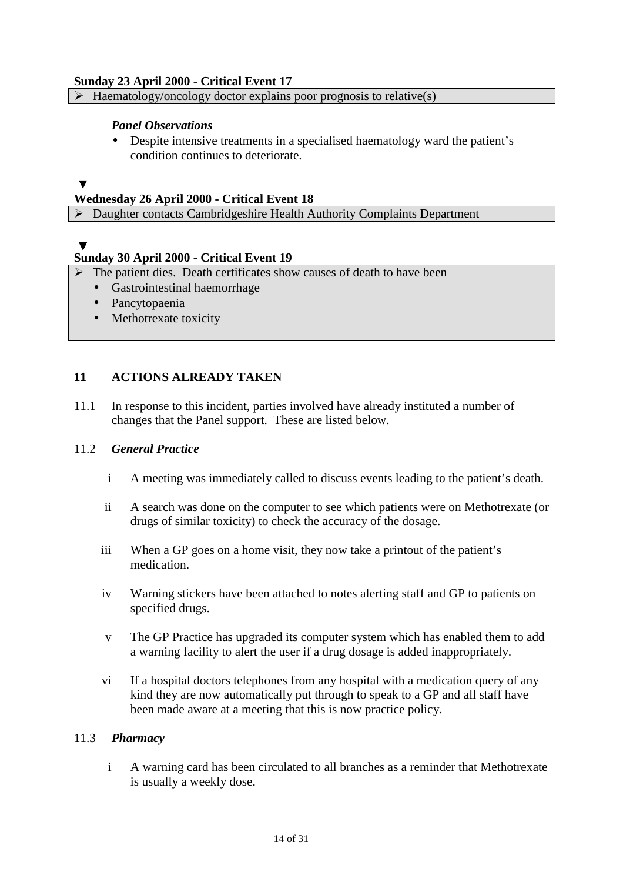**Sunday 23 April 2000 - Critical Event 17**

> ➢ Haematology/oncology doctor explains poor prognosis to relative(s)

*Panel Observations*

- Despite intensive treatments in a specialised haematology ward the patient's condition continues to deteriorate.

**Wednesday 26 April 2000 - Critical Event 18**

> ➢ Daughter contacts Cambridgeshire Health Authority Complaints Department

**Sunday 30 April 2000 - Critical Event 19**

> ➢ The patient dies. Death certificates show causes of death to have been
> - Gastrointestinal haemorrhage
> - Pancytopaenia
> - Methotrexate toxicity

## 11 ACTIONS ALREADY TAKEN

11.1 In response to this incident, parties involved have already instituted a number of changes that the Panel support. These are listed below.

11.2 ***General Practice***

i A meeting was immediately called to discuss events leading to the patient's death.

ii A search was done on the computer to see which patients were on Methotrexate (or drugs of similar toxicity) to check the accuracy of the dosage.

iii When a GP goes on a home visit, they now take a printout of the patient's medication.

iv Warning stickers have been attached to notes alerting staff and GP to patients on specified drugs.

v The GP Practice has upgraded its computer system which has enabled them to add a warning facility to alert the user if a drug dosage is added inappropriately.

vi If a hospital doctors telephones from any hospital with a medication query of any kind they are now automatically put through to speak to a GP and all staff have been made aware at a meeting that this is now practice policy.

11.3 ***Pharmacy***

i A warning card has been circulated to all branches as a reminder that Methotrexate is usually a weekly dose.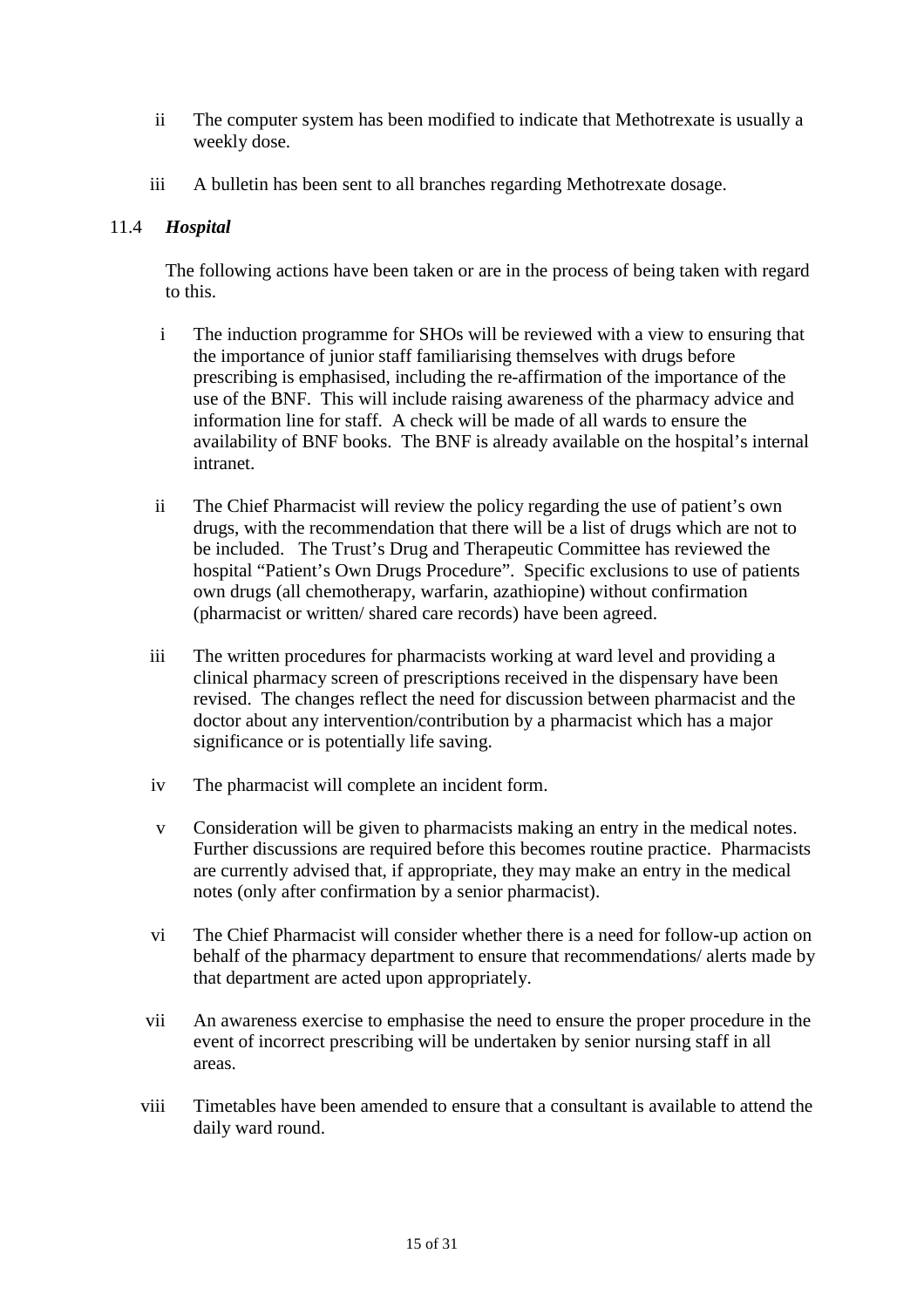ii The computer system has been modified to indicate that Methotrexate is usually a weekly dose.

iii A bulletin has been sent to all branches regarding Methotrexate dosage.

11.4 ***Hospital***

The following actions have been taken or are in the process of being taken with regard to this.

i The induction programme for SHOs will be reviewed with a view to ensuring that the importance of junior staff familiarising themselves with drugs before prescribing is emphasised, including the re-affirmation of the importance of the use of the BNF. This will include raising awareness of the pharmacy advice and information line for staff. A check will be made of all wards to ensure the availability of BNF books. The BNF is already available on the hospital's internal intranet.

ii The Chief Pharmacist will review the policy regarding the use of patient's own drugs, with the recommendation that there will be a list of drugs which are not to be included. The Trust's Drug and Therapeutic Committee has reviewed the hospital "Patient's Own Drugs Procedure". Specific exclusions to use of patients own drugs (all chemotherapy, warfarin, azathiopine) without confirmation (pharmacist or written/ shared care records) have been agreed.

iii The written procedures for pharmacists working at ward level and providing a clinical pharmacy screen of prescriptions received in the dispensary have been revised. The changes reflect the need for discussion between pharmacist and the doctor about any intervention/contribution by a pharmacist which has a major significance or is potentially life saving.

iv The pharmacist will complete an incident form.

v Consideration will be given to pharmacists making an entry in the medical notes. Further discussions are required before this becomes routine practice. Pharmacists are currently advised that, if appropriate, they may make an entry in the medical notes (only after confirmation by a senior pharmacist).

vi The Chief Pharmacist will consider whether there is a need for follow-up action on behalf of the pharmacy department to ensure that recommendations/ alerts made by that department are acted upon appropriately.

vii An awareness exercise to emphasise the need to ensure the proper procedure in the event of incorrect prescribing will be undertaken by senior nursing staff in all areas.

viii Timetables have been amended to ensure that a consultant is available to attend the daily ward round.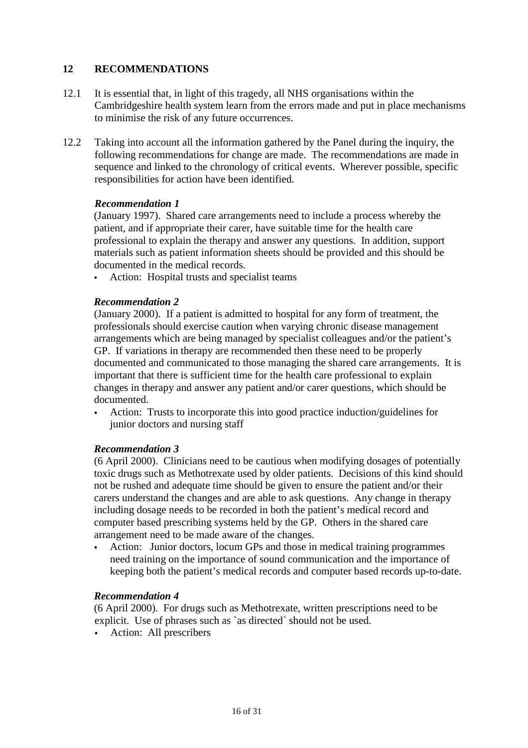## 12 RECOMMENDATIONS

12.1 It is essential that, in light of this tragedy, all NHS organisations within the Cambridgeshire health system learn from the errors made and put in place mechanisms to minimise the risk of any future occurrences.

12.2 Taking into account all the information gathered by the Panel during the inquiry, the following recommendations for change are made. The recommendations are made in sequence and linked to the chronology of critical events. Wherever possible, specific responsibilities for action have been identified.

***Recommendation 1***

(January 1997). Shared care arrangements need to include a process whereby the patient, and if appropriate their carer, have suitable time for the health care professional to explain the therapy and answer any questions. In addition, support materials such as patient information sheets should be provided and this should be documented in the medical records.

- Action: Hospital trusts and specialist teams

***Recommendation 2***

(January 2000). If a patient is admitted to hospital for any form of treatment, the professionals should exercise caution when varying chronic disease management arrangements which are being managed by specialist colleagues and/or the patient's GP. If variations in therapy are recommended then these need to be properly documented and communicated to those managing the shared care arrangements. It is important that there is sufficient time for the health care professional to explain changes in therapy and answer any patient and/or carer questions, which should be documented.

- Action: Trusts to incorporate this into good practice induction/guidelines for junior doctors and nursing staff

***Recommendation 3***

(6 April 2000). Clinicians need to be cautious when modifying dosages of potentially toxic drugs such as Methotrexate used by older patients. Decisions of this kind should not be rushed and adequate time should be given to ensure the patient and/or their carers understand the changes and are able to ask questions. Any change in therapy including dosage needs to be recorded in both the patient's medical record and computer based prescribing systems held by the GP. Others in the shared care arrangement need to be made aware of the changes.

- Action: Junior doctors, locum GPs and those in medical training programmes need training on the importance of sound communication and the importance of keeping both the patient's medical records and computer based records up-to-date.

***Recommendation 4***

(6 April 2000). For drugs such as Methotrexate, written prescriptions need to be explicit. Use of phrases such as `as directed` should not be used.

- Action: All prescribers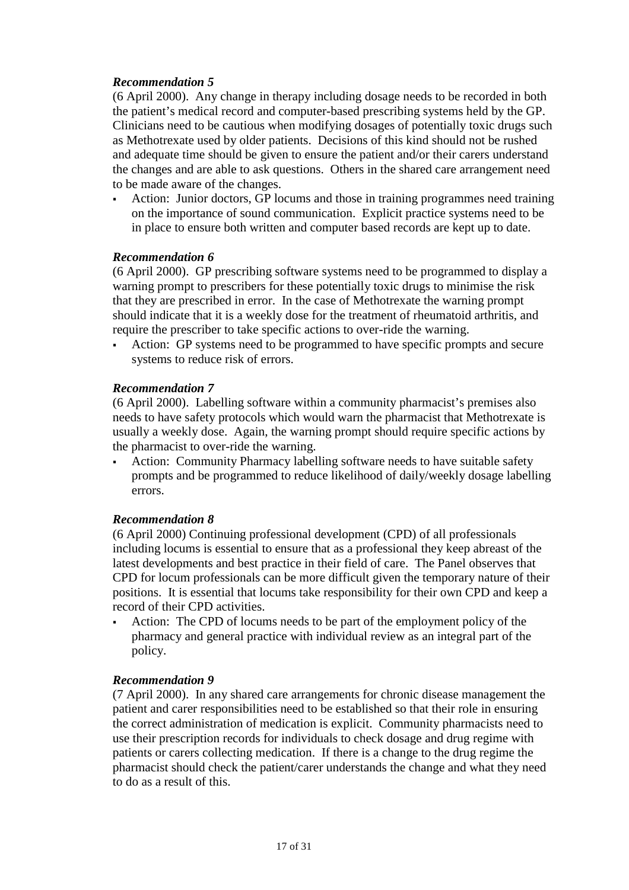***Recommendation 5***

(6 April 2000). Any change in therapy including dosage needs to be recorded in both the patient's medical record and computer-based prescribing systems held by the GP. Clinicians need to be cautious when modifying dosages of potentially toxic drugs such as Methotrexate used by older patients. Decisions of this kind should not be rushed and adequate time should be given to ensure the patient and/or their carers understand the changes and are able to ask questions. Others in the shared care arrangement need to be made aware of the changes.

- Action: Junior doctors, GP locums and those in training programmes need training on the importance of sound communication. Explicit practice systems need to be in place to ensure both written and computer based records are kept up to date.

***Recommendation 6***

(6 April 2000). GP prescribing software systems need to be programmed to display a warning prompt to prescribers for these potentially toxic drugs to minimise the risk that they are prescribed in error. In the case of Methotrexate the warning prompt should indicate that it is a weekly dose for the treatment of rheumatoid arthritis, and require the prescriber to take specific actions to over-ride the warning.

- Action: GP systems need to be programmed to have specific prompts and secure systems to reduce risk of errors.

***Recommendation 7***

(6 April 2000). Labelling software within a community pharmacist's premises also needs to have safety protocols which would warn the pharmacist that Methotrexate is usually a weekly dose. Again, the warning prompt should require specific actions by the pharmacist to over-ride the warning.

- Action: Community Pharmacy labelling software needs to have suitable safety prompts and be programmed to reduce likelihood of daily/weekly dosage labelling errors.

***Recommendation 8***

(6 April 2000) Continuing professional development (CPD) of all professionals including locums is essential to ensure that as a professional they keep abreast of the latest developments and best practice in their field of care. The Panel observes that CPD for locum professionals can be more difficult given the temporary nature of their positions. It is essential that locums take responsibility for their own CPD and keep a record of their CPD activities.

- Action: The CPD of locums needs to be part of the employment policy of the pharmacy and general practice with individual review as an integral part of the policy.

***Recommendation 9***

(7 April 2000). In any shared care arrangements for chronic disease management the patient and carer responsibilities need to be established so that their role in ensuring the correct administration of medication is explicit. Community pharmacists need to use their prescription records for individuals to check dosage and drug regime with patients or carers collecting medication. If there is a change to the drug regime the pharmacist should check the patient/carer understands the change and what they need to do as a result of this.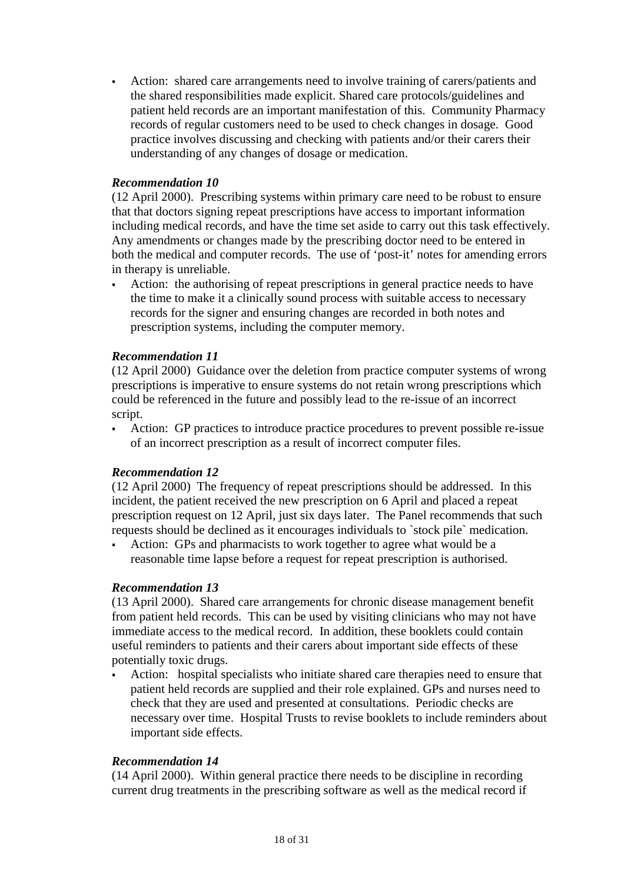- Action: shared care arrangements need to involve training of carers/patients and the shared responsibilities made explicit. Shared care protocols/guidelines and patient held records are an important manifestation of this. Community Pharmacy records of regular customers need to be used to check changes in dosage. Good practice involves discussing and checking with patients and/or their carers their understanding of any changes of dosage or medication.

***Recommendation 10***

(12 April 2000). Prescribing systems within primary care need to be robust to ensure that that doctors signing repeat prescriptions have access to important information including medical records, and have the time set aside to carry out this task effectively. Any amendments or changes made by the prescribing doctor need to be entered in both the medical and computer records. The use of 'post-it' notes for amending errors in therapy is unreliable.

- Action: the authorising of repeat prescriptions in general practice needs to have the time to make it a clinically sound process with suitable access to necessary records for the signer and ensuring changes are recorded in both notes and prescription systems, including the computer memory.

***Recommendation 11***

(12 April 2000) Guidance over the deletion from practice computer systems of wrong prescriptions is imperative to ensure systems do not retain wrong prescriptions which could be referenced in the future and possibly lead to the re-issue of an incorrect script.

- Action: GP practices to introduce practice procedures to prevent possible re-issue of an incorrect prescription as a result of incorrect computer files.

***Recommendation 12***

(12 April 2000) The frequency of repeat prescriptions should be addressed. In this incident, the patient received the new prescription on 6 April and placed a repeat prescription request on 12 April, just six days later. The Panel recommends that such requests should be declined as it encourages individuals to `stock pile` medication.

- Action: GPs and pharmacists to work together to agree what would be a reasonable time lapse before a request for repeat prescription is authorised.

***Recommendation 13***

(13 April 2000). Shared care arrangements for chronic disease management benefit from patient held records. This can be used by visiting clinicians who may not have immediate access to the medical record. In addition, these booklets could contain useful reminders to patients and their carers about important side effects of these potentially toxic drugs.

- Action: hospital specialists who initiate shared care therapies need to ensure that patient held records are supplied and their role explained. GPs and nurses need to check that they are used and presented at consultations. Periodic checks are necessary over time. Hospital Trusts to revise booklets to include reminders about important side effects.

***Recommendation 14***

(14 April 2000). Within general practice there needs to be discipline in recording current drug treatments in the prescribing software as well as the medical record if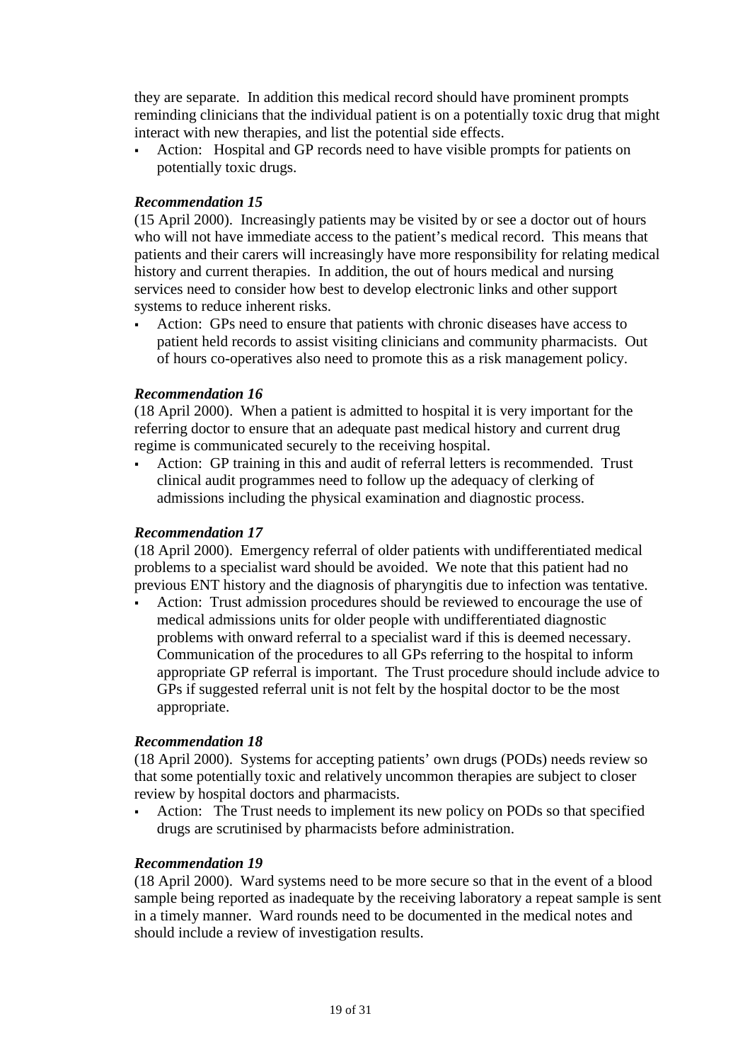they are separate. In addition this medical record should have prominent prompts reminding clinicians that the individual patient is on a potentially toxic drug that might interact with new therapies, and list the potential side effects.

- Action: Hospital and GP records need to have visible prompts for patients on potentially toxic drugs.

### *Recommendation 15*

(15 April 2000). Increasingly patients may be visited by or see a doctor out of hours who will not have immediate access to the patient's medical record. This means that patients and their carers will increasingly have more responsibility for relating medical history and current therapies. In addition, the out of hours medical and nursing services need to consider how best to develop electronic links and other support systems to reduce inherent risks.

- Action: GPs need to ensure that patients with chronic diseases have access to patient held records to assist visiting clinicians and community pharmacists. Out of hours co-operatives also need to promote this as a risk management policy.

### *Recommendation 16*

(18 April 2000). When a patient is admitted to hospital it is very important for the referring doctor to ensure that an adequate past medical history and current drug regime is communicated securely to the receiving hospital.

- Action: GP training in this and audit of referral letters is recommended. Trust clinical audit programmes need to follow up the adequacy of clerking of admissions including the physical examination and diagnostic process.

### *Recommendation 17*

(18 April 2000). Emergency referral of older patients with undifferentiated medical problems to a specialist ward should be avoided. We note that this patient had no previous ENT history and the diagnosis of pharyngitis due to infection was tentative.

- Action: Trust admission procedures should be reviewed to encourage the use of medical admissions units for older people with undifferentiated diagnostic problems with onward referral to a specialist ward if this is deemed necessary. Communication of the procedures to all GPs referring to the hospital to inform appropriate GP referral is important. The Trust procedure should include advice to GPs if suggested referral unit is not felt by the hospital doctor to be the most appropriate.

### *Recommendation 18*

(18 April 2000). Systems for accepting patients' own drugs (PODs) needs review so that some potentially toxic and relatively uncommon therapies are subject to closer review by hospital doctors and pharmacists.

- Action: The Trust needs to implement its new policy on PODs so that specified drugs are scrutinised by pharmacists before administration.

### *Recommendation 19*

(18 April 2000). Ward systems need to be more secure so that in the event of a blood sample being reported as inadequate by the receiving laboratory a repeat sample is sent in a timely manner. Ward rounds need to be documented in the medical notes and should include a review of investigation results.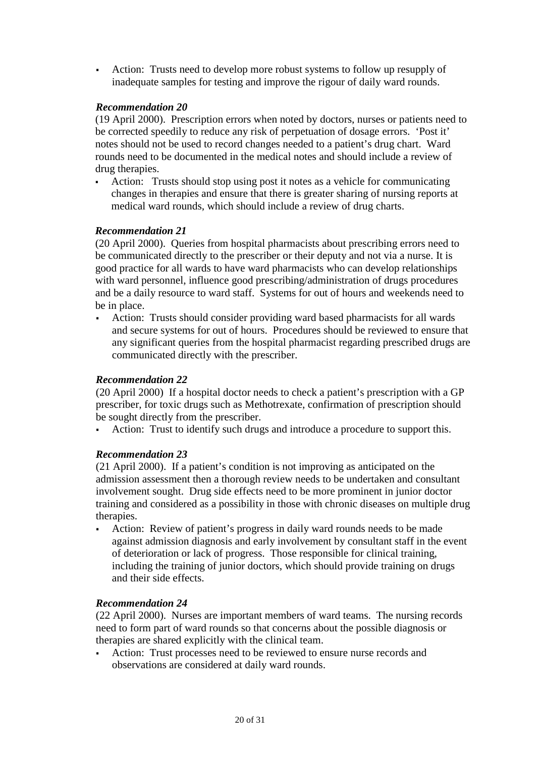- Action: Trusts need to develop more robust systems to follow up resupply of inadequate samples for testing and improve the rigour of daily ward rounds.

***Recommendation 20***

(19 April 2000). Prescription errors when noted by doctors, nurses or patients need to be corrected speedily to reduce any risk of perpetuation of dosage errors. 'Post it' notes should not be used to record changes needed to a patient's drug chart. Ward rounds need to be documented in the medical notes and should include a review of drug therapies.

- Action: Trusts should stop using post it notes as a vehicle for communicating changes in therapies and ensure that there is greater sharing of nursing reports at medical ward rounds, which should include a review of drug charts.

***Recommendation 21***

(20 April 2000). Queries from hospital pharmacists about prescribing errors need to be communicated directly to the prescriber or their deputy and not via a nurse. It is good practice for all wards to have ward pharmacists who can develop relationships with ward personnel, influence good prescribing/administration of drugs procedures and be a daily resource to ward staff. Systems for out of hours and weekends need to be in place.

- Action: Trusts should consider providing ward based pharmacists for all wards and secure systems for out of hours. Procedures should be reviewed to ensure that any significant queries from the hospital pharmacist regarding prescribed drugs are communicated directly with the prescriber.

***Recommendation 22***

(20 April 2000) If a hospital doctor needs to check a patient's prescription with a GP prescriber, for toxic drugs such as Methotrexate, confirmation of prescription should be sought directly from the prescriber.

- Action: Trust to identify such drugs and introduce a procedure to support this.

***Recommendation 23***

(21 April 2000). If a patient's condition is not improving as anticipated on the admission assessment then a thorough review needs to be undertaken and consultant involvement sought. Drug side effects need to be more prominent in junior doctor training and considered as a possibility in those with chronic diseases on multiple drug therapies.

- Action: Review of patient's progress in daily ward rounds needs to be made against admission diagnosis and early involvement by consultant staff in the event of deterioration or lack of progress. Those responsible for clinical training, including the training of junior doctors, which should provide training on drugs and their side effects.

***Recommendation 24***

(22 April 2000). Nurses are important members of ward teams. The nursing records need to form part of ward rounds so that concerns about the possible diagnosis or therapies are shared explicitly with the clinical team.

- Action: Trust processes need to be reviewed to ensure nurse records and observations are considered at daily ward rounds.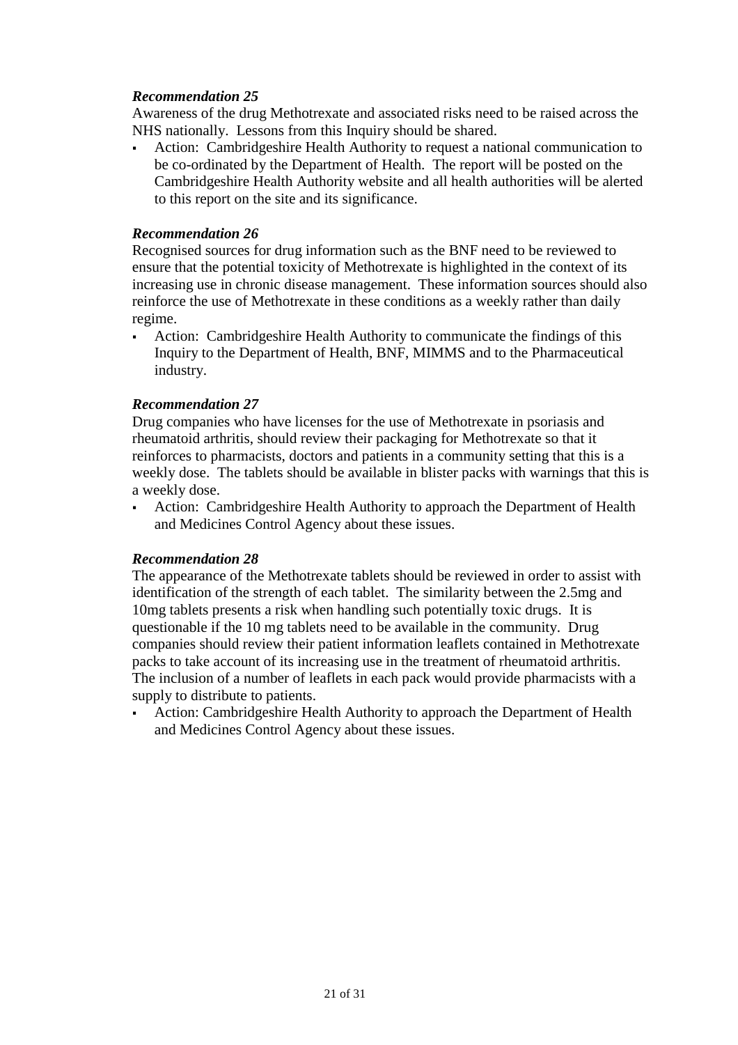***Recommendation 25***

Awareness of the drug Methotrexate and associated risks need to be raised across the NHS nationally. Lessons from this Inquiry should be shared.

- Action: Cambridgeshire Health Authority to request a national communication to be co-ordinated by the Department of Health. The report will be posted on the Cambridgeshire Health Authority website and all health authorities will be alerted to this report on the site and its significance.

***Recommendation 26***

Recognised sources for drug information such as the BNF need to be reviewed to ensure that the potential toxicity of Methotrexate is highlighted in the context of its increasing use in chronic disease management. These information sources should also reinforce the use of Methotrexate in these conditions as a weekly rather than daily regime.

- Action: Cambridgeshire Health Authority to communicate the findings of this Inquiry to the Department of Health, BNF, MIMMS and to the Pharmaceutical industry.

***Recommendation 27***

Drug companies who have licenses for the use of Methotrexate in psoriasis and rheumatoid arthritis, should review their packaging for Methotrexate so that it reinforces to pharmacists, doctors and patients in a community setting that this is a weekly dose. The tablets should be available in blister packs with warnings that this is a weekly dose.

- Action: Cambridgeshire Health Authority to approach the Department of Health and Medicines Control Agency about these issues.

***Recommendation 28***

The appearance of the Methotrexate tablets should be reviewed in order to assist with identification of the strength of each tablet. The similarity between the 2.5mg and 10mg tablets presents a risk when handling such potentially toxic drugs. It is questionable if the 10 mg tablets need to be available in the community. Drug companies should review their patient information leaflets contained in Methotrexate packs to take account of its increasing use in the treatment of rheumatoid arthritis. The inclusion of a number of leaflets in each pack would provide pharmacists with a supply to distribute to patients.

- Action: Cambridgeshire Health Authority to approach the Department of Health and Medicines Control Agency about these issues.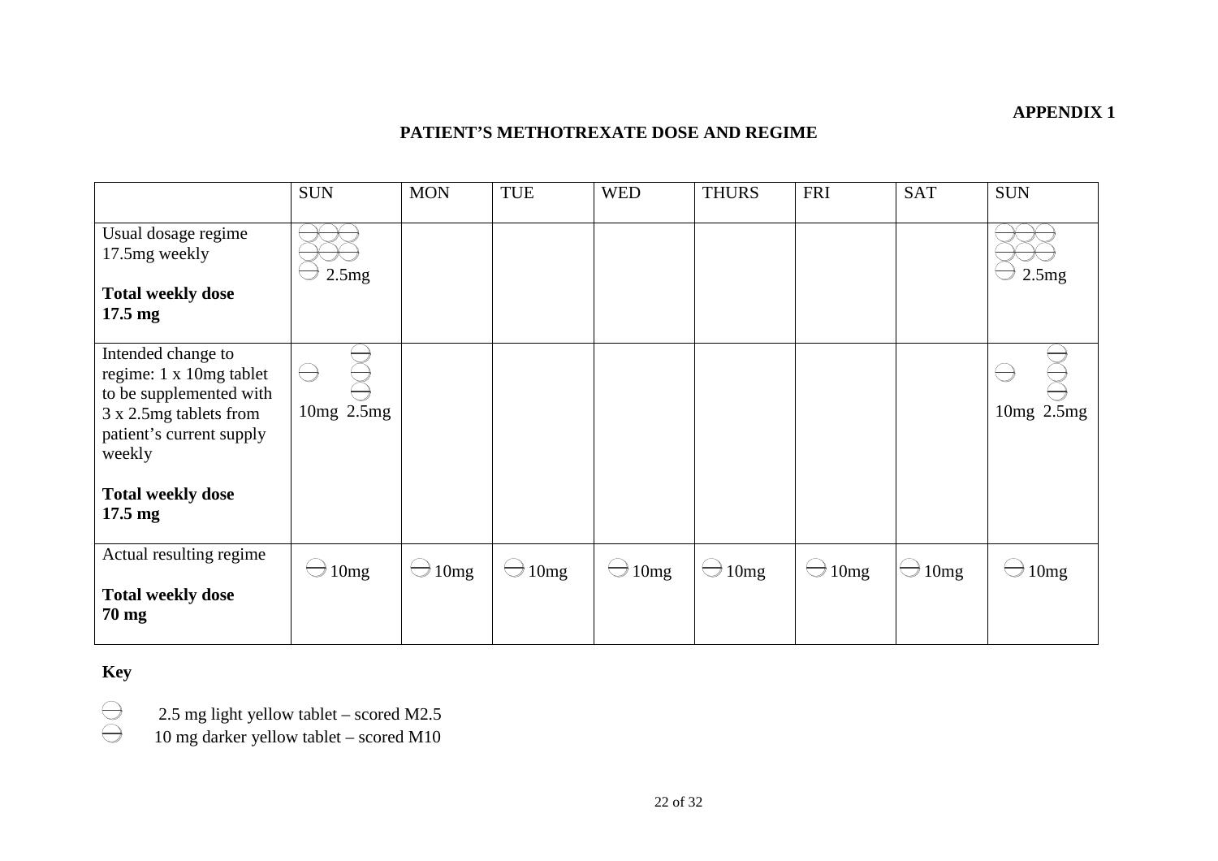**APPENDIX 1**

## PATIENT'S METHOTREXATE DOSE AND REGIME

| | SUN | MON | TUE | WED | THURS | FRI | SAT | SUN |
|---|---|---|---|---|---|---|---|---|
| Usual dosage regime 17.5mg weekly<br><br>**Total weekly dose 17.5 mg** | 2.5mg | | | | | | | 2.5mg |
| Intended change to regime: 1 x 10mg tablet to be supplemented with 3 x 2.5mg tablets from patient's current supply weekly<br><br>**Total weekly dose 17.5 mg** | 10mg 2.5mg | | | | | | | 10mg 2.5mg |
| Actual resulting regime<br><br>**Total weekly dose 70 mg** | 10mg | 10mg | 10mg | 10mg | 10mg | 10mg | 10mg | 10mg |

**Key**

2.5 mg light yellow tablet – scored M2.5

10 mg darker yellow tablet – scored M10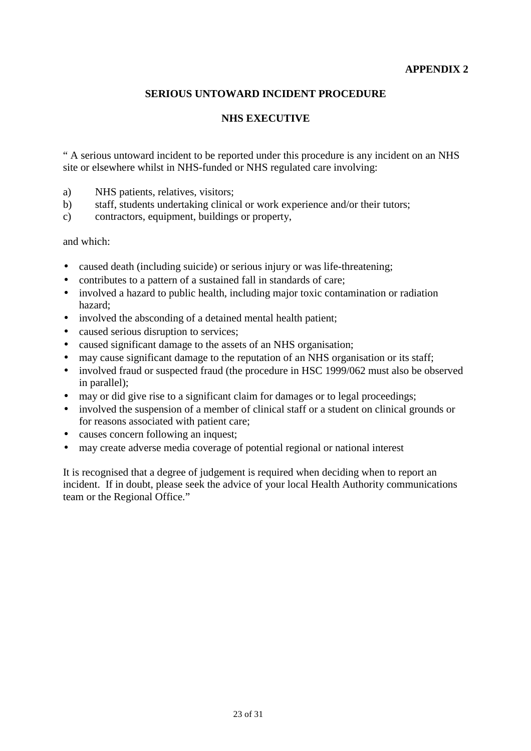**APPENDIX 2**

**SERIOUS UNTOWARD INCIDENT PROCEDURE**

**NHS EXECUTIVE**

" A serious untoward incident to be reported under this procedure is any incident on an NHS site or elsewhere whilst in NHS-funded or NHS regulated care involving:

a) NHS patients, relatives, visitors;
b) staff, students undertaking clinical or work experience and/or their tutors;
c) contractors, equipment, buildings or property,

and which:

- caused death (including suicide) or serious injury or was life-threatening;
- contributes to a pattern of a sustained fall in standards of care;
- involved a hazard to public health, including major toxic contamination or radiation hazard;
- involved the absconding of a detained mental health patient;
- caused serious disruption to services;
- caused significant damage to the assets of an NHS organisation;
- may cause significant damage to the reputation of an NHS organisation or its staff;
- involved fraud or suspected fraud (the procedure in HSC 1999/062 must also be observed in parallel);
- may or did give rise to a significant claim for damages or to legal proceedings;
- involved the suspension of a member of clinical staff or a student on clinical grounds or for reasons associated with patient care;
- causes concern following an inquest;
- may create adverse media coverage of potential regional or national interest

It is recognised that a degree of judgement is required when deciding when to report an incident. If in doubt, please seek the advice of your local Health Authority communications team or the Regional Office."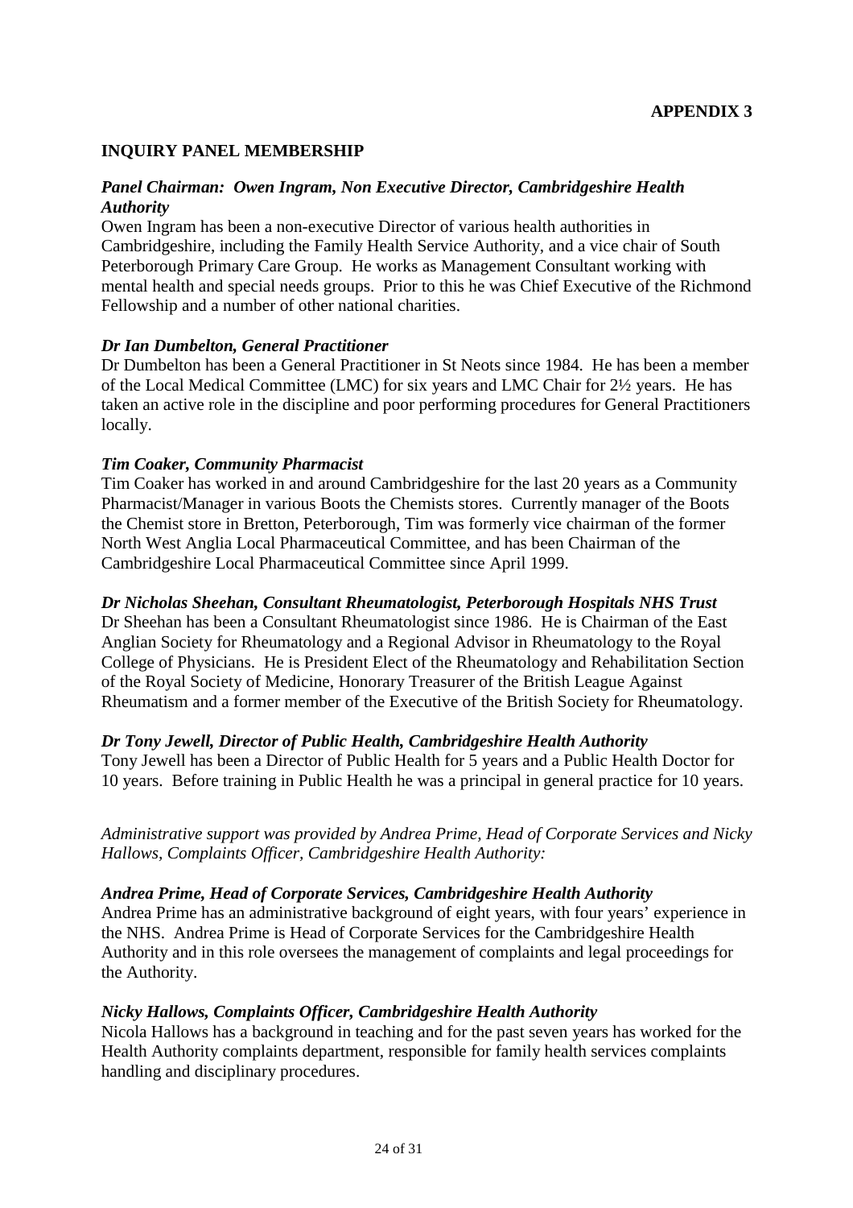**APPENDIX 3**

## INQUIRY PANEL MEMBERSHIP

***Panel Chairman: Owen Ingram, Non Executive Director, Cambridgeshire Health Authority***

Owen Ingram has been a non-executive Director of various health authorities in Cambridgeshire, including the Family Health Service Authority, and a vice chair of South Peterborough Primary Care Group. He works as Management Consultant working with mental health and special needs groups. Prior to this he was Chief Executive of the Richmond Fellowship and a number of other national charities.

***Dr Ian Dumbelton, General Practitioner***

Dr Dumbelton has been a General Practitioner in St Neots since 1984. He has been a member of the Local Medical Committee (LMC) for six years and LMC Chair for 2½ years. He has taken an active role in the discipline and poor performing procedures for General Practitioners locally.

***Tim Coaker, Community Pharmacist***

Tim Coaker has worked in and around Cambridgeshire for the last 20 years as a Community Pharmacist/Manager in various Boots the Chemists stores. Currently manager of the Boots the Chemist store in Bretton, Peterborough, Tim was formerly vice chairman of the former North West Anglia Local Pharmaceutical Committee, and has been Chairman of the Cambridgeshire Local Pharmaceutical Committee since April 1999.

***Dr Nicholas Sheehan, Consultant Rheumatologist, Peterborough Hospitals NHS Trust***

Dr Sheehan has been a Consultant Rheumatologist since 1986. He is Chairman of the East Anglian Society for Rheumatology and a Regional Advisor in Rheumatology to the Royal College of Physicians. He is President Elect of the Rheumatology and Rehabilitation Section of the Royal Society of Medicine, Honorary Treasurer of the British League Against Rheumatism and a former member of the Executive of the British Society for Rheumatology.

***Dr Tony Jewell, Director of Public Health, Cambridgeshire Health Authority***

Tony Jewell has been a Director of Public Health for 5 years and a Public Health Doctor for 10 years. Before training in Public Health he was a principal in general practice for 10 years.

*Administrative support was provided by Andrea Prime, Head of Corporate Services and Nicky Hallows, Complaints Officer, Cambridgeshire Health Authority:*

***Andrea Prime, Head of Corporate Services, Cambridgeshire Health Authority***

Andrea Prime has an administrative background of eight years, with four years' experience in the NHS. Andrea Prime is Head of Corporate Services for the Cambridgeshire Health Authority and in this role oversees the management of complaints and legal proceedings for the Authority.

***Nicky Hallows, Complaints Officer, Cambridgeshire Health Authority***

Nicola Hallows has a background in teaching and for the past seven years has worked for the Health Authority complaints department, responsible for family health services complaints handling and disciplinary procedures.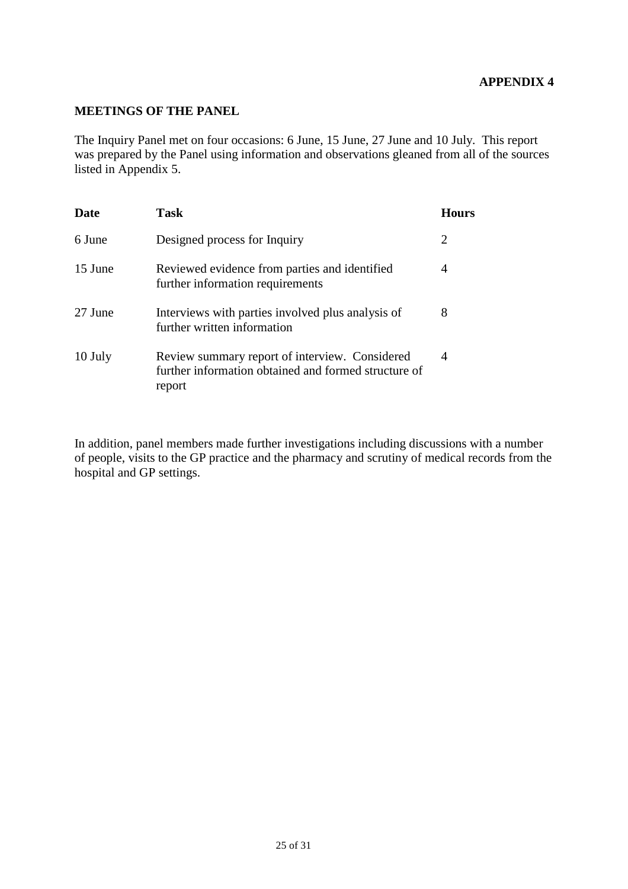**APPENDIX 4**

## MEETINGS OF THE PANEL

The Inquiry Panel met on four occasions: 6 June, 15 June, 27 June and 10 July. This report was prepared by the Panel using information and observations gleaned from all of the sources listed in Appendix 5.

| Date | Task | Hours |
|---|---|---|
| 6 June | Designed process for Inquiry | 2 |
| 15 June | Reviewed evidence from parties and identified further information requirements | 4 |
| 27 June | Interviews with parties involved plus analysis of further written information | 8 |
| 10 July | Review summary report of interview. Considered further information obtained and formed structure of report | 4 |

In addition, panel members made further investigations including discussions with a number of people, visits to the GP practice and the pharmacy and scrutiny of medical records from the hospital and GP settings.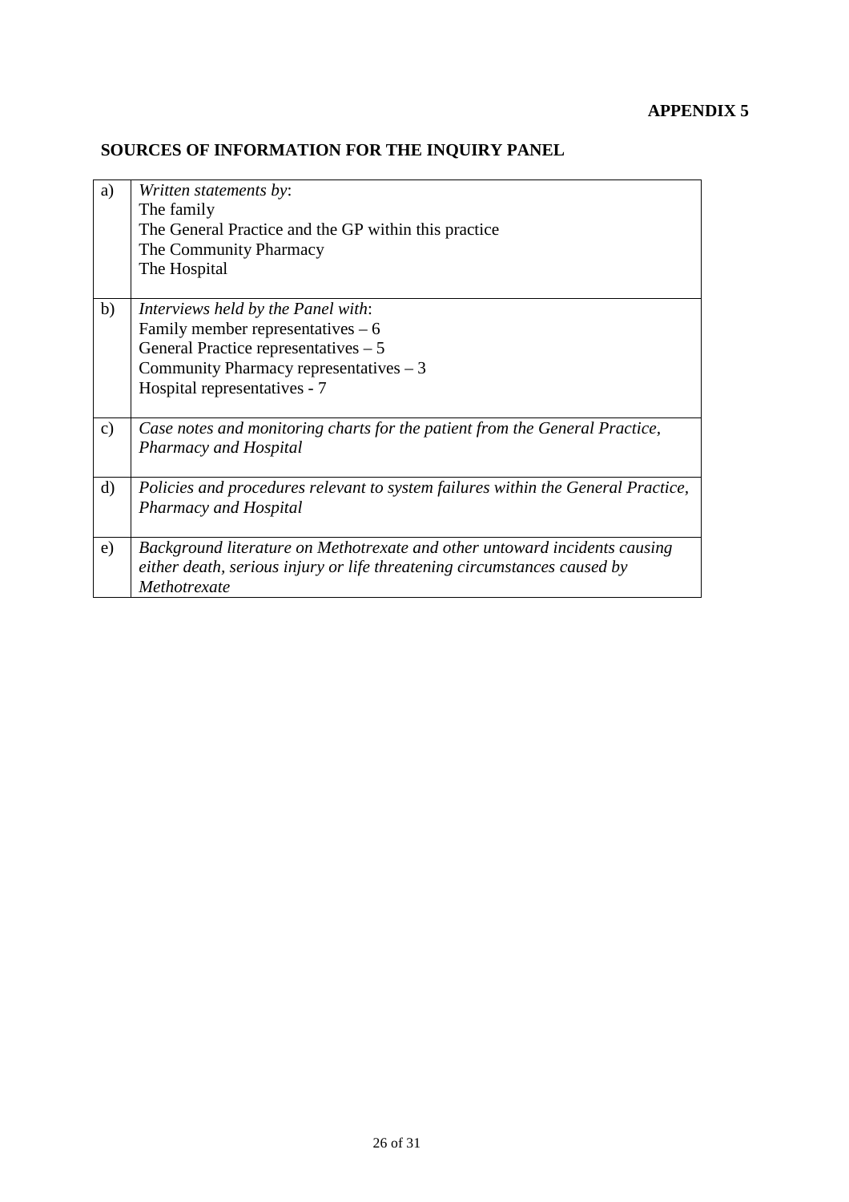**APPENDIX 5**

## SOURCES OF INFORMATION FOR THE INQUIRY PANEL

| | |
|---|---|
| a) | *Written statements by*:<br>The family<br>The General Practice and the GP within this practice<br>The Community Pharmacy<br>The Hospital |
| b) | *Interviews held by the Panel with*:<br>Family member representatives – 6<br>General Practice representatives – 5<br>Community Pharmacy representatives – 3<br>Hospital representatives - 7 |
| c) | *Case notes and monitoring charts for the patient from the General Practice, Pharmacy and Hospital* |
| d) | *Policies and procedures relevant to system failures within the General Practice, Pharmacy and Hospital* |
| e) | *Background literature on Methotrexate and other untoward incidents causing either death, serious injury or life threatening circumstances caused by Methotrexate* |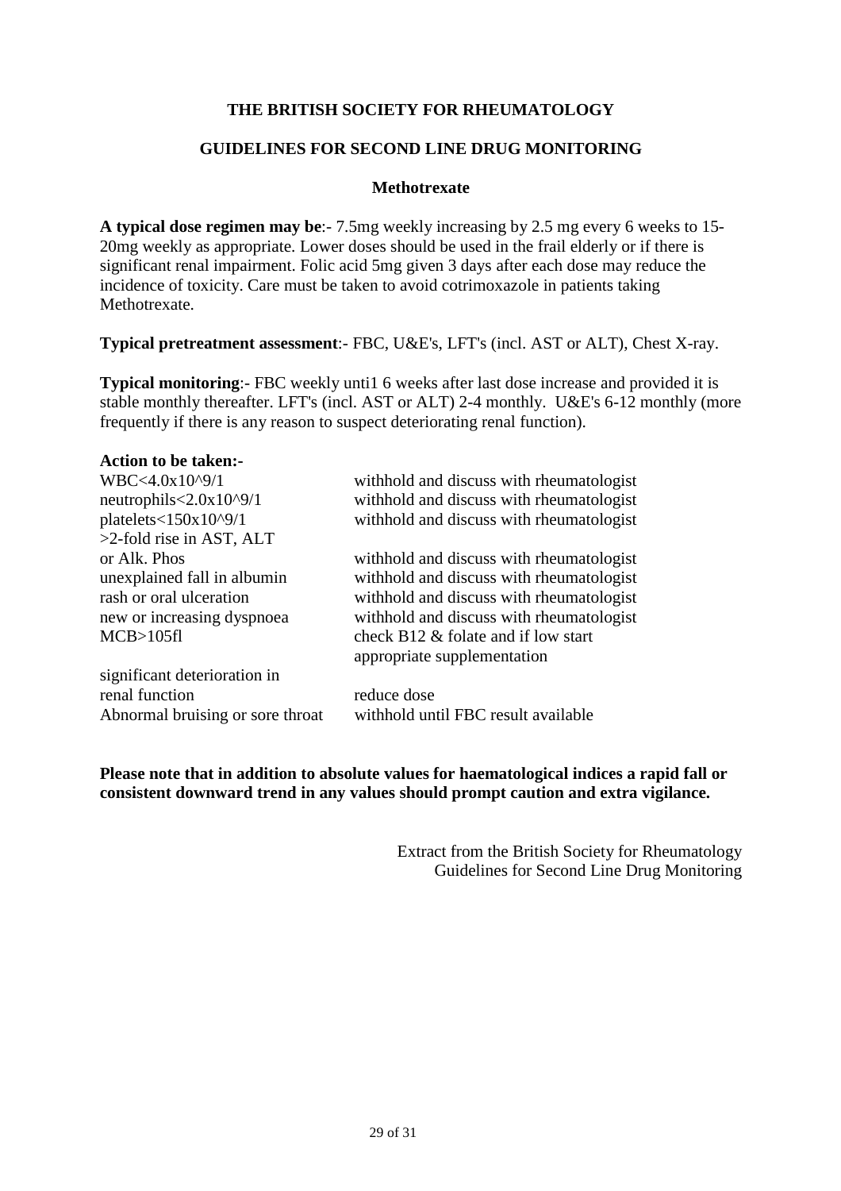**THE BRITISH SOCIETY FOR RHEUMATOLOGY**

**GUIDELINES FOR SECOND LINE DRUG MONITORING**

**Methotrexate**

**A typical dose regimen may be**:- 7.5mg weekly increasing by 2.5 mg every 6 weeks to 15-20mg weekly as appropriate. Lower doses should be used in the frail elderly or if there is significant renal impairment. Folic acid 5mg given 3 days after each dose may reduce the incidence of toxicity. Care must be taken to avoid cotrimoxazole in patients taking Methotrexate.

**Typical pretreatment assessment**:- FBC, U&E's, LFT's (incl. AST or ALT), Chest X-ray.

**Typical monitoring**:- FBC weekly unti1 6 weeks after last dose increase and provided it is stable monthly thereafter. LFT's (incl. AST or ALT) 2-4 monthly. U&E's 6-12 monthly (more frequently if there is any reason to suspect deteriorating renal function).

**Action to be taken:-**

| | |
|---|---|
| WBC<4.0x10^9/1 | withhold and discuss with rheumatologist |
| neutrophils<2.0x10^9/1 | withhold and discuss with rheumatologist |
| platelets<150x10^9/1 | withhold and discuss with rheumatologist |
| >2-fold rise in AST, ALT or Alk. Phos | withhold and discuss with rheumatologist |
| unexplained fall in albumin | withhold and discuss with rheumatologist |
| rash or oral ulceration | withhold and discuss with rheumatologist |
| new or increasing dyspnoea | withhold and discuss with rheumatologist |
| MCB>105fl | check B12 & folate and if low start appropriate supplementation |
| significant deterioration in renal function | reduce dose |
| Abnormal bruising or sore throat | withhold until FBC result available |

**Please note that in addition to absolute values for haematological indices a rapid fall or consistent downward trend in any values should prompt caution and extra vigilance.**

Extract from the British Society for Rheumatology Guidelines for Second Line Drug Monitoring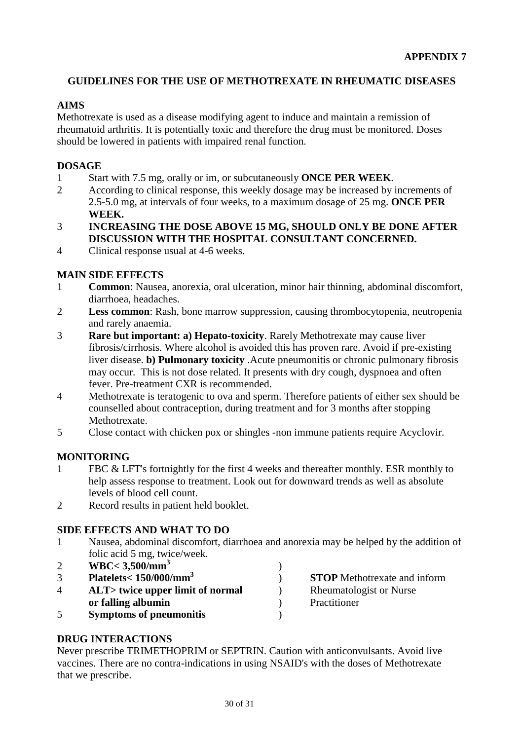**APPENDIX 7**

## GUIDELINES FOR THE USE OF METHOTREXATE IN RHEUMATIC DISEASES

### AIMS

Methotrexate is used as a disease modifying agent to induce and maintain a remission of rheumatoid arthritis. It is potentially toxic and therefore the drug must be monitored. Doses should be lowered in patients with impaired renal function.

### DOSAGE

1. Start with 7.5 mg, orally or im, or subcutaneously **ONCE PER WEEK**.
2. According to clinical response, this weekly dosage may be increased by increments of 2.5-5.0 mg, at intervals of four weeks, to a maximum dosage of 25 mg. **ONCE PER WEEK.**
3. **INCREASING THE DOSE ABOVE 15 MG, SHOULD ONLY BE DONE AFTER DISCUSSION WITH THE HOSPITAL CONSULTANT CONCERNED.**
4. Clinical response usual at 4-6 weeks.

### MAIN SIDE EFFECTS

1. **Common**: Nausea, anorexia, oral ulceration, minor hair thinning, abdominal discomfort, diarrhoea, headaches.
2. **Less common**: Rash, bone marrow suppression, causing thrombocytopenia, neutropenia and rarely anaemia.
3. **Rare but important: a) Hepato-toxicity**. Rarely Methotrexate may cause liver fibrosis/cirrhosis. Where alcohol is avoided this has proven rare. Avoid if pre-existing liver disease. **b) Pulmonary toxicity** .Acute pneumonitis or chronic pulmonary fibrosis may occur. This is not dose related. It presents with dry cough, dyspnoea and often fever. Pre-treatment CXR is recommended.
4. Methotrexate is teratogenic to ova and sperm. Therefore patients of either sex should be counselled about contraception, during treatment and for 3 months after stopping Methotrexate.
5. Close contact with chicken pox or shingles -non immune patients require Acyclovir.

### MONITORING

1. FBC & LFT's fortnightly for the first 4 weeks and thereafter monthly. ESR monthly to help assess response to treatment. Look out for downward trends as well as absolute levels of blood cell count.
2. Record results in patient held booklet.

### SIDE EFFECTS AND WHAT TO DO

1. Nausea, abdominal discomfort, diarrhoea and anorexia may be helped by the addition of folic acid 5 mg, twice/week.
2. **WBC< 3,500/mm$^3$**
3. **Platelets< 150/000/mm$^3$**
4. **ALT> twice upper limit of normal or falling albumin**
5. **Symptoms of pneumonitis**

(Items 2–5:) **STOP** Methotrexate and inform Rheumatologist or Nurse Practitioner

### DRUG INTERACTIONS

Never prescribe TRIMETHOPRIM or SEPTRIN. Caution with anticonvulsants. Avoid live vaccines. There are no contra-indications in using NSAID's with the doses of Methotrexate that we prescribe.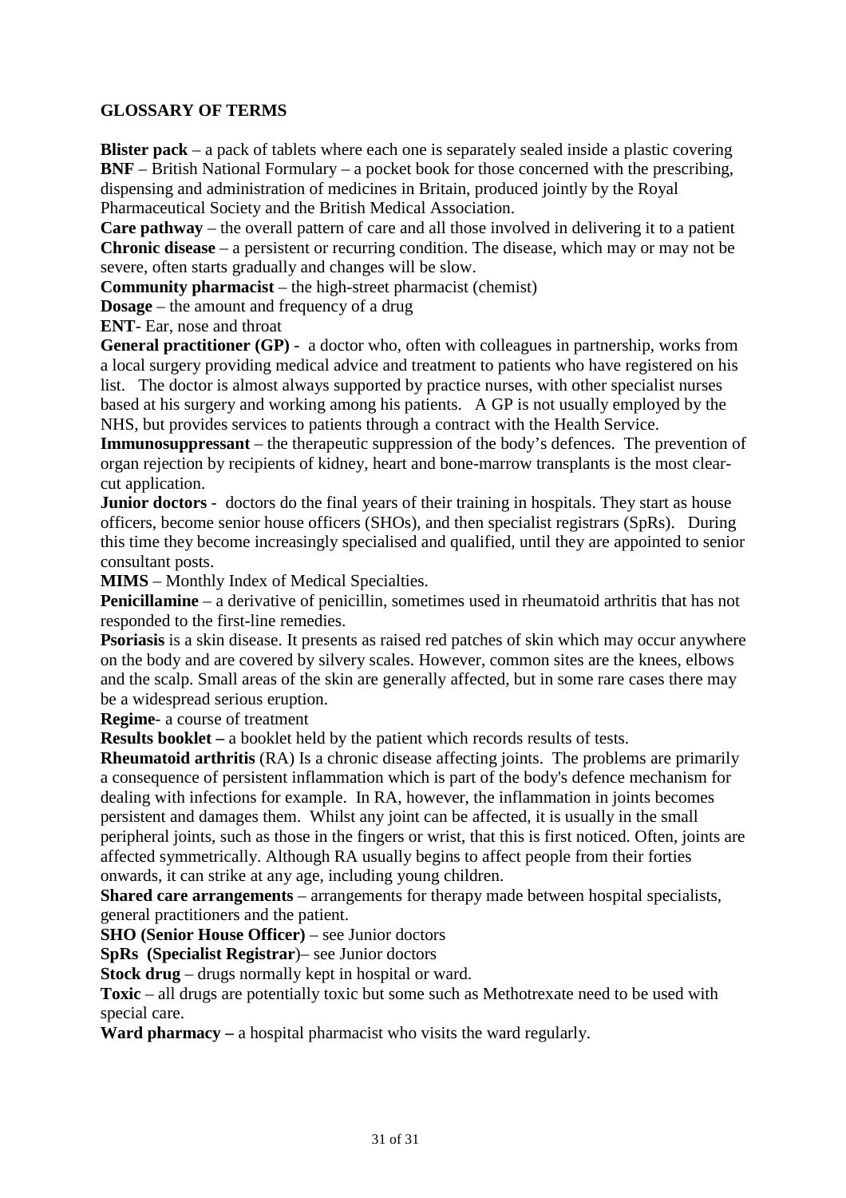## GLOSSARY OF TERMS

**Blister pack** – a pack of tablets where each one is separately sealed inside a plastic covering
**BNF** – British National Formulary – a pocket book for those concerned with the prescribing, dispensing and administration of medicines in Britain, produced jointly by the Royal Pharmaceutical Society and the British Medical Association.
**Care pathway** – the overall pattern of care and all those involved in delivering it to a patient
**Chronic disease** – a persistent or recurring condition. The disease, which may or may not be severe, often starts gradually and changes will be slow.
**Community pharmacist** – the high-street pharmacist (chemist)
**Dosage** – the amount and frequency of a drug
**ENT**- Ear, nose and throat
**General practitioner (GP)** - a doctor who, often with colleagues in partnership, works from a local surgery providing medical advice and treatment to patients who have registered on his list. The doctor is almost always supported by practice nurses, with other specialist nurses based at his surgery and working among his patients. A GP is not usually employed by the NHS, but provides services to patients through a contract with the Health Service.
**Immunosuppressant** – the therapeutic suppression of the body's defences. The prevention of organ rejection by recipients of kidney, heart and bone-marrow transplants is the most clear-cut application.
**Junior doctors** - doctors do the final years of their training in hospitals. They start as house officers, become senior house officers (SHOs), and then specialist registrars (SpRs). During this time they become increasingly specialised and qualified, until they are appointed to senior consultant posts.
**MIMS** – Monthly Index of Medical Specialties.
**Penicillamine** – a derivative of penicillin, sometimes used in rheumatoid arthritis that has not responded to the first-line remedies.
**Psoriasis** is a skin disease. It presents as raised red patches of skin which may occur anywhere on the body and are covered by silvery scales. However, common sites are the knees, elbows and the scalp. Small areas of the skin are generally affected, but in some rare cases there may be a widespread serious eruption.
**Regime**- a course of treatment
**Results booklet –** a booklet held by the patient which records results of tests.
**Rheumatoid arthritis** (RA) Is a chronic disease affecting joints. The problems are primarily a consequence of persistent inflammation which is part of the body's defence mechanism for dealing with infections for example. In RA, however, the inflammation in joints becomes persistent and damages them. Whilst any joint can be affected, it is usually in the small peripheral joints, such as those in the fingers or wrist, that this is first noticed. Often, joints are affected symmetrically. Although RA usually begins to affect people from their forties onwards, it can strike at any age, including young children.
**Shared care arrangements** – arrangements for therapy made between hospital specialists, general practitioners and the patient.
**SHO (Senior House Officer)** – see Junior doctors
**SpRs (Specialist Registrar)**– see Junior doctors
**Stock drug** – drugs normally kept in hospital or ward.
**Toxic** – all drugs are potentially toxic but some such as Methotrexate need to be used with special care.
**Ward pharmacy –** a hospital pharmacist who visits the ward regularly.